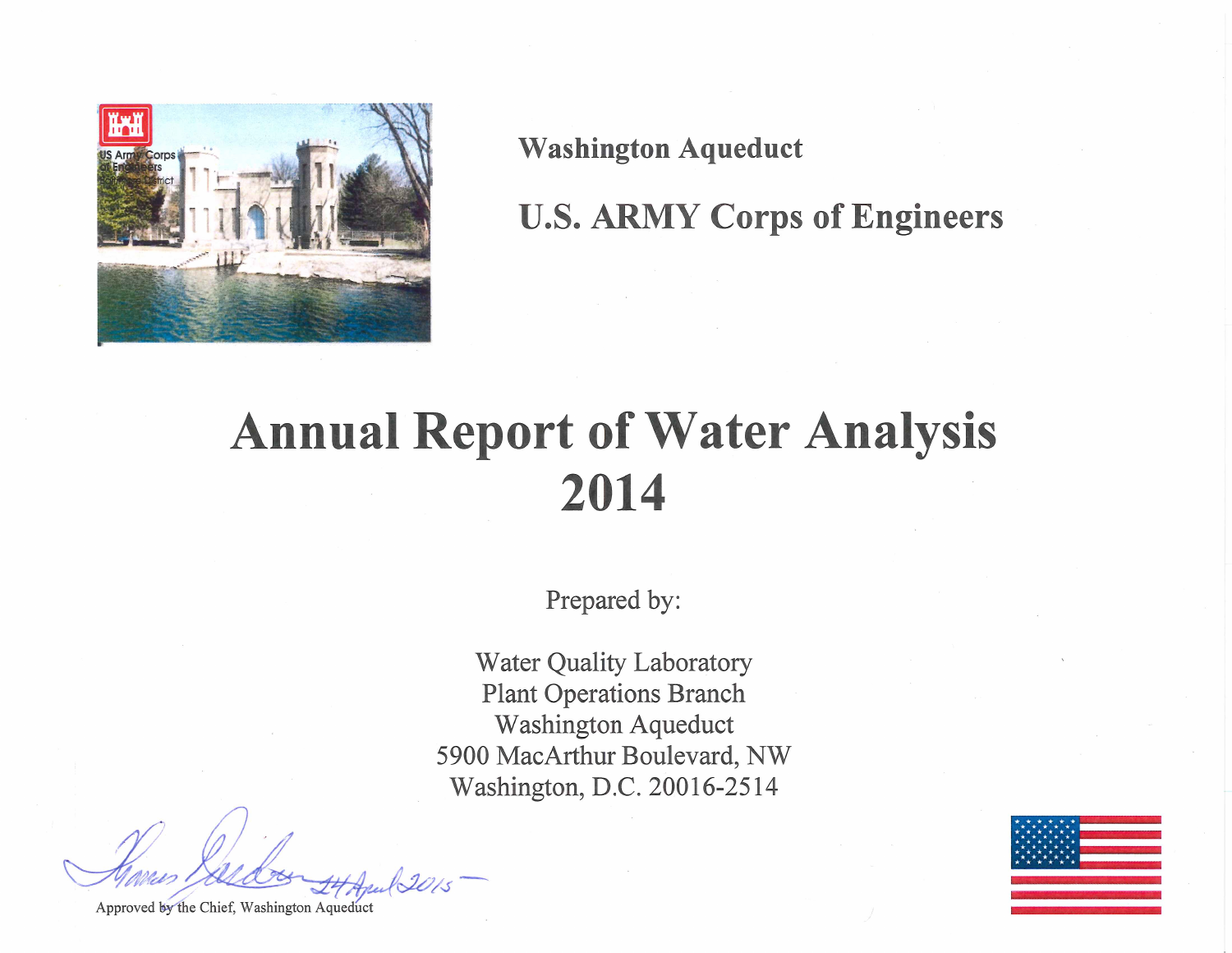**Washington Aqueduct**

**U.S. ARMY Corps of Engineers**

# Annual Report of Water Analysis 2014

Prepared by:

Water Quality Laboratory
Plant Operations Branch
Washington Aqueduct
5900 MacArthur Boulevard, NW
Washington, D.C. 20016-2514

24 April 2015

Approved by the Chief, Washington Aqueduct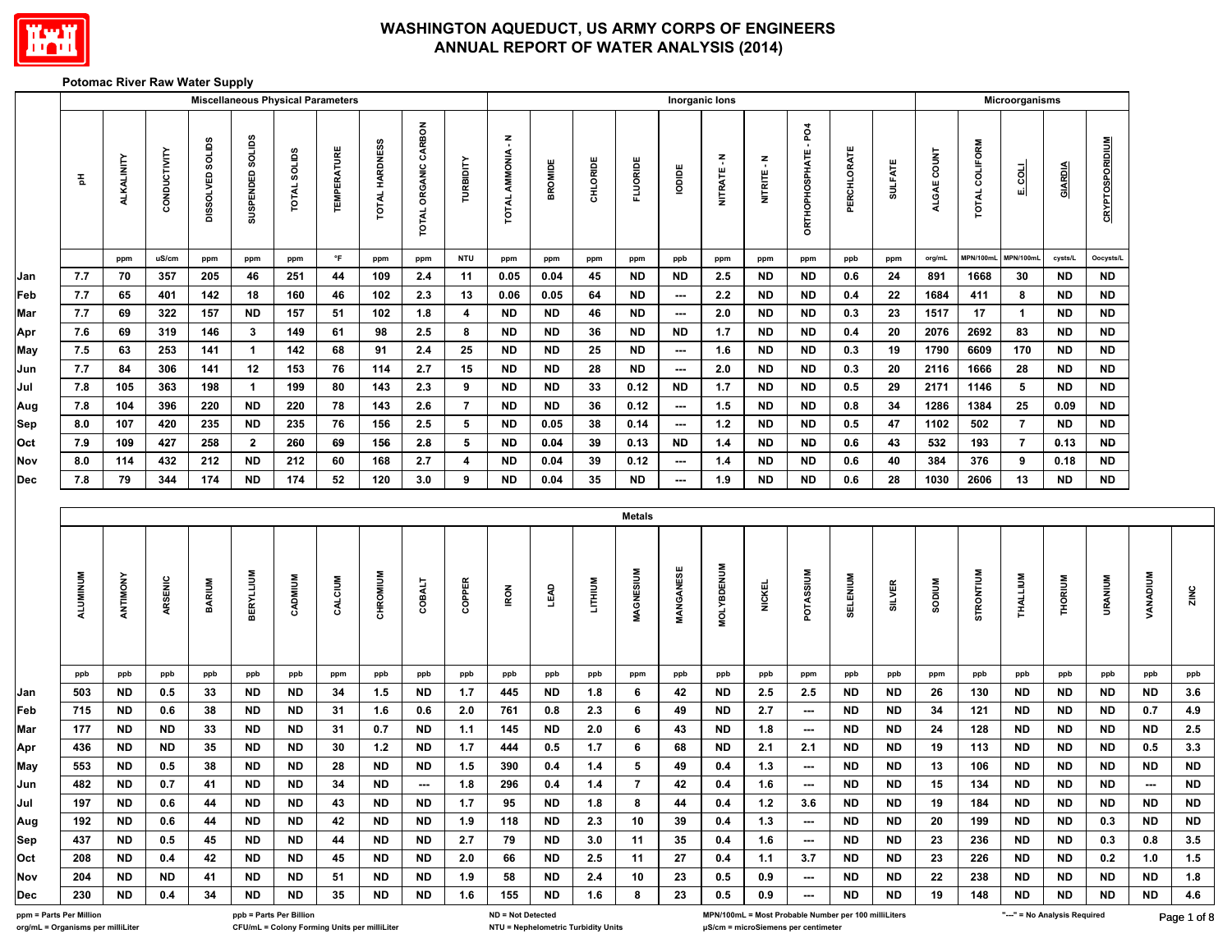# WASHINGTON AQUEDUCT, US ARMY CORPS OF ENGINEERS
## ANNUAL REPORT OF WATER ANALYSIS (2014)

### Potomac River Raw Water Supply

| | Miscellaneous Physical Parameters | | | | | | | | | | Inorganic Ions | | | | | | | | | | Microorganisms | | | | |
|---|---|---|---|---|---|---|---|---|---|---|---|---|---|---|---|---|---|---|---|---|---|---|---|---|---|
| | pH | ALKALINITY | CONDUCTIVITY | DISSOLVED SOLIDS | SUSPENDED SOLIDS | TOTAL SOLIDS | TEMPERATURE | TOTAL HARDNESS | TOTAL ORGANIC CARBON | TURBIDITY | TOTAL AMMONIA - N | BROMIDE | CHLORIDE | FLUORIDE | IODIDE | NITRATE - N | NITRITE - N | ORTHOPHOSPHATE - PO4 | PERCHLORATE | SULFATE | ALGAE COUNT | TOTAL COLIFORM | E. COLI | GIARDIA | CRYPTOSPORIDIUM |
| | | ppm | uS/cm | ppm | ppm | ppm | °F | ppm | ppm | NTU | ppm | ppm | ppm | ppm | ppb | ppm | ppm | ppm | ppb | ppm | org/mL | MPN/100mL | MPN/100mL | cysts/L | Oocysts/L |
| Jan | 7.7 | 70 | 357 | 205 | 46 | 251 | 44 | 109 | 2.4 | 11 | 0.05 | 0.04 | 45 | ND | ND | 2.5 | ND | ND | 0.6 | 24 | 891 | 1668 | 30 | ND | ND |
| Feb | 7.7 | 65 | 401 | 142 | 18 | 160 | 46 | 102 | 2.3 | 13 | 0.06 | 0.05 | 64 | ND | --- | 2.2 | ND | ND | 0.4 | 22 | 1684 | 411 | 8 | ND | ND |
| Mar | 7.7 | 69 | 322 | 157 | ND | 157 | 51 | 102 | 1.8 | 4 | ND | ND | 46 | ND | --- | 2.0 | ND | ND | 0.3 | 23 | 1517 | 17 | 1 | ND | ND |
| Apr | 7.6 | 69 | 319 | 146 | 3 | 149 | 61 | 98 | 2.5 | 8 | ND | ND | 36 | ND | ND | 1.7 | ND | ND | 0.4 | 20 | 2076 | 2692 | 83 | ND | ND |
| May | 7.5 | 63 | 253 | 141 | 1 | 142 | 68 | 91 | 2.4 | 25 | ND | ND | 25 | ND | --- | 1.6 | ND | ND | 0.3 | 19 | 1790 | 6609 | 170 | ND | ND |
| Jun | 7.7 | 84 | 306 | 141 | 12 | 153 | 76 | 114 | 2.7 | 15 | ND | ND | 28 | ND | --- | 2.0 | ND | ND | 0.3 | 20 | 2116 | 1666 | 28 | ND | ND |
| Jul | 7.8 | 105 | 363 | 198 | 1 | 199 | 80 | 143 | 2.3 | 9 | ND | ND | 33 | 0.12 | ND | 1.7 | ND | ND | 0.5 | 29 | 2171 | 1146 | 5 | ND | ND |
| Aug | 7.8 | 104 | 396 | 220 | ND | 220 | 78 | 143 | 2.6 | 7 | ND | ND | 36 | 0.12 | --- | 1.5 | ND | ND | 0.8 | 34 | 1286 | 1384 | 25 | 0.09 | ND |
| Sep | 8.0 | 107 | 420 | 235 | ND | 235 | 76 | 156 | 2.5 | 5 | ND | 0.05 | 38 | 0.14 | --- | 1.2 | ND | ND | 0.5 | 47 | 1102 | 502 | 7 | ND | ND |
| Oct | 7.9 | 109 | 427 | 258 | 2 | 260 | 69 | 156 | 2.8 | 5 | ND | 0.04 | 39 | 0.13 | ND | 1.4 | ND | ND | 0.6 | 43 | 532 | 193 | 7 | 0.13 | ND |
| Nov | 8.0 | 114 | 432 | 212 | ND | 212 | 60 | 168 | 2.7 | 4 | ND | 0.04 | 39 | 0.12 | --- | 1.4 | ND | ND | 0.6 | 40 | 384 | 376 | 9 | 0.18 | ND |
| Dec | 7.8 | 79 | 344 | 174 | ND | 174 | 52 | 120 | 3.0 | 9 | ND | 0.04 | 35 | ND | --- | 1.9 | ND | ND | 0.6 | 28 | 1030 | 2606 | 13 | ND | ND |

| | Metals | | | | | | | | | | | | | | | | | | | | | | | | | | |
|---|---|---|---|---|---|---|---|---|---|---|---|---|---|---|---|---|---|---|---|---|---|---|---|---|---|---|---|
| | ALUMINUM | ANTIMONY | ARSENIC | BARIUM | BERYLLIUM | CADMIUM | CALCIUM | CHROMIUM | COBALT | COPPER | IRON | LEAD | LITHIUM | MAGNESIUM | MANGANESE | MOLYBDENUM | NICKEL | POTASSIUM | SELENIUM | SILVER | SODIUM | STRONTIUM | THALLIUM | THORIUM | URANIUM | VANADIUM | ZINC |
| | ppb | ppb | ppb | ppb | ppb | ppb | ppm | ppb | ppb | ppb | ppb | ppb | ppb | ppm | ppb | ppb | ppb | ppm | ppb | ppb | ppm | ppb | ppb | ppb | ppb | ppb | ppb |
| Jan | 503 | ND | 0.5 | 33 | ND | ND | 34 | 1.5 | ND | 1.7 | 445 | ND | 1.8 | 6 | 42 | ND | 2.5 | 2.5 | ND | ND | 26 | 130 | ND | ND | ND | ND | 3.6 |
| Feb | 715 | ND | 0.6 | 38 | ND | ND | 31 | 1.6 | 0.6 | 2.0 | 761 | 0.8 | 2.3 | 6 | 49 | ND | 2.7 | --- | ND | ND | 34 | 121 | ND | ND | ND | 0.7 | 4.9 |
| Mar | 177 | ND | ND | 33 | ND | ND | 31 | 0.7 | ND | 1.1 | 145 | ND | 2.0 | 6 | 43 | ND | 1.8 | --- | ND | ND | 24 | 128 | ND | ND | ND | ND | 2.5 |
| Apr | 436 | ND | ND | 35 | ND | ND | 30 | 1.2 | ND | 1.7 | 444 | 0.5 | 1.7 | 6 | 68 | ND | 2.1 | 2.1 | ND | ND | 19 | 113 | ND | ND | ND | 0.5 | 3.3 |
| May | 553 | ND | 0.5 | 38 | ND | ND | 28 | ND | ND | 1.5 | 390 | 0.4 | 1.4 | 5 | 49 | 0.4 | 1.3 | --- | ND | ND | 13 | 106 | ND | ND | ND | ND | ND |
| Jun | 482 | ND | 0.7 | 41 | ND | ND | 34 | ND | --- | 1.8 | 296 | 0.4 | 1.4 | 7 | 42 | 0.4 | 1.6 | --- | ND | ND | 15 | 134 | ND | ND | ND | --- | ND |
| Jul | 197 | ND | 0.6 | 44 | ND | ND | 43 | ND | ND | 1.7 | 95 | ND | 1.8 | 8 | 44 | 0.4 | 1.2 | 3.6 | ND | ND | 19 | 184 | ND | ND | ND | ND | ND |
| Aug | 192 | ND | 0.6 | 44 | ND | ND | 42 | ND | ND | 1.9 | 118 | ND | 2.3 | 10 | 39 | 0.4 | 1.3 | --- | ND | ND | 20 | 199 | ND | ND | 0.3 | ND | ND |
| Sep | 437 | ND | 0.5 | 45 | ND | ND | 44 | ND | ND | 2.7 | 79 | ND | 3.0 | 11 | 35 | 0.4 | 1.6 | --- | ND | ND | 23 | 236 | ND | ND | 0.3 | 0.8 | 3.5 |
| Oct | 208 | ND | 0.4 | 42 | ND | ND | 45 | ND | ND | 2.0 | 66 | ND | 2.5 | 11 | 27 | 0.4 | 1.1 | 3.7 | ND | ND | 23 | 226 | ND | ND | 0.2 | 1.0 | 1.5 |
| Nov | 204 | ND | ND | 41 | ND | ND | 51 | ND | ND | 1.9 | 58 | ND | 2.4 | 10 | 23 | 0.5 | 0.9 | --- | ND | ND | 22 | 238 | ND | ND | ND | ND | 1.8 |
| Dec | 230 | ND | 0.4 | 34 | ND | ND | 35 | ND | ND | 1.6 | 155 | ND | 1.6 | 8 | 23 | 0.5 | 0.9 | --- | ND | ND | 19 | 148 | ND | ND | ND | ND | 4.6 |

ppm = Parts Per Million
org/mL = Organisms per milliLiter
ppb = Parts Per Billion
CFU/mL = Colony Forming Units per milliLiter
ND = Not Detected
NTU = Nephelometric Turbidity Units
MPN/100mL = Most Probable Number per 100 milliLiters
µS/cm = microSiemens per centimeter
"---" = No Analysis Required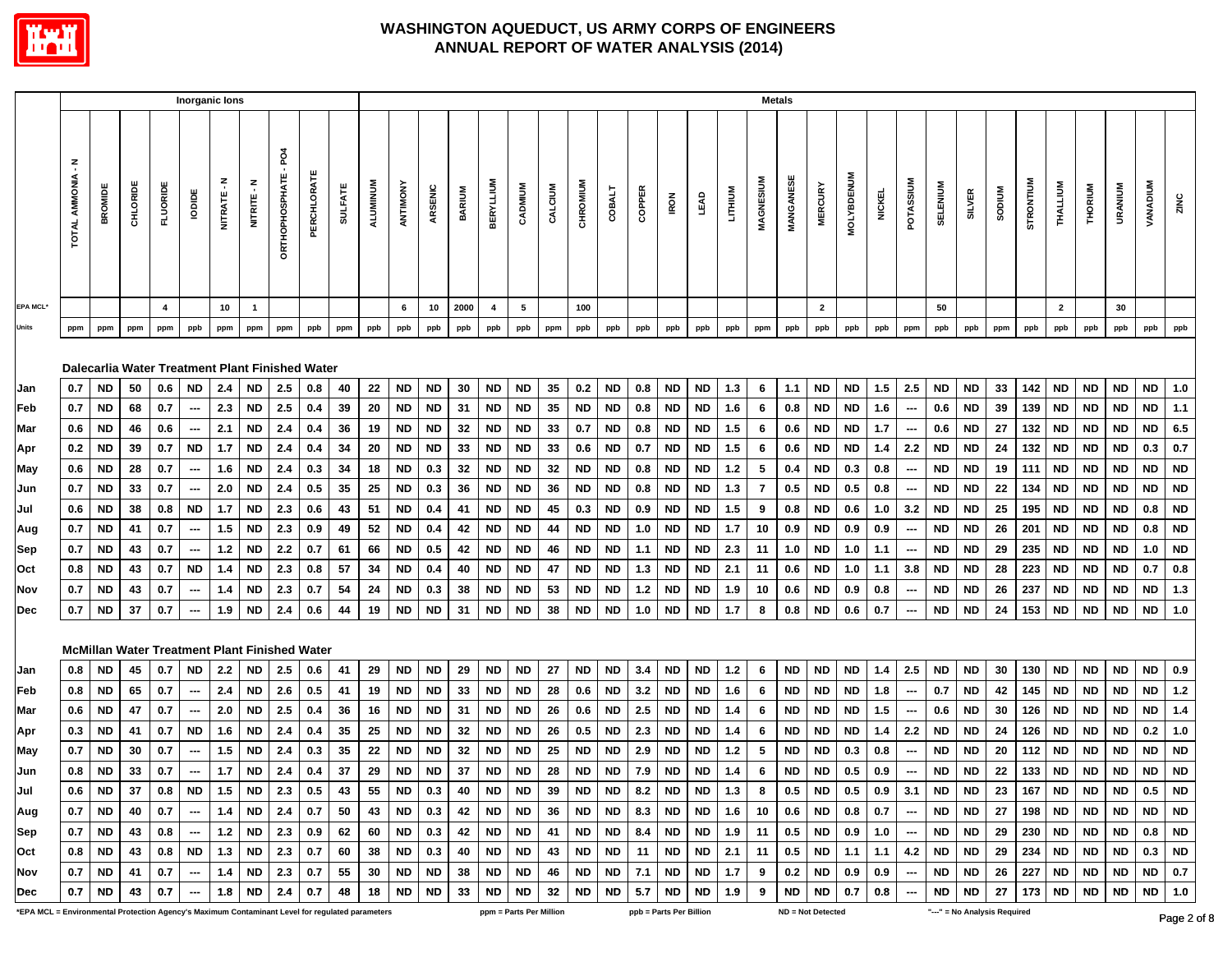# WASHINGTON AQUEDUCT, US ARMY CORPS OF ENGINEERS
# ANNUAL REPORT OF WATER ANALYSIS (2014)

| | Inorganic Ions | | | | | | | | | | Metals | | | | | | | | | | | | | | | | | | | | | | | | | | | | | |
|---|---|---|---|---|---|---|---|---|---|---|---|---|---|---|---|---|---|---|---|---|---|---|---|---|---|---|---|---|---|---|---|---|---|---|---|---|---|---|---|---|
| | TOTAL AMMONIA - N | BROMIDE | CHLORIDE | FLUORIDE | IODIDE | NITRATE - N | NITRITE - N | ORTHOPHOSPHATE - PO4 | PERCHLORATE | SULFATE | ALUMINUM | ANTIMONY | ARSENIC | BARIUM | BERYLLIUM | CADMIUM | CALCIUM | CHROMIUM | COBALT | COPPER | IRON | LEAD | LITHIUM | MAGNESIUM | MANGANESE | MERCURY | MOLYBDENUM | NICKEL | POTASSIUM | SELENIUM | SILVER | SODIUM | STRONTIUM | THALLIUM | THORIUM | URANIUM | VANADIUM | ZINC |
| EPA MCL* | | | | 4 | | 10 | 1 | | | | | 6 | 10 | 2000 | 4 | 5 | | 100 | | | | | | | | 2 | | | | 50 | | | | 2 | | 30 | | |
| Units | ppm | ppm | ppm | ppm | ppb | ppm | ppm | ppm | ppb | ppm | ppb | ppb | ppb | ppb | ppb | ppb | ppm | ppb | ppb | ppb | ppb | ppb | ppb | ppm | ppb | ppb | ppb | ppb | ppm | ppb | ppb | ppm | ppb | ppb | ppb | ppb | ppb | ppb |
| **Dalecarlia Water Treatment Plant Finished Water** | | | | | | | | | | | | | | | | | | | | | | | | | | | | | | | | | | | | | | |
| Jan | 0.7 | ND | 50 | 0.6 | ND | 2.4 | ND | 2.5 | 0.8 | 40 | 22 | ND | ND | 30 | ND | ND | 35 | 0.2 | ND | 0.8 | ND | ND | 1.3 | 6 | 1.1 | ND | ND | 1.5 | 2.5 | ND | ND | 33 | 142 | ND | ND | ND | ND | 1.0 |
| Feb | 0.7 | ND | 68 | 0.7 | --- | 2.3 | ND | 2.5 | 0.4 | 39 | 20 | ND | ND | 31 | ND | ND | 35 | ND | ND | 0.8 | ND | ND | 1.6 | 6 | 0.8 | ND | ND | 1.6 | --- | 0.6 | ND | 39 | 139 | ND | ND | ND | ND | 1.1 |
| Mar | 0.6 | ND | 46 | 0.6 | --- | 2.1 | ND | 2.4 | 0.4 | 36 | 19 | ND | ND | 32 | ND | ND | 33 | 0.7 | ND | 0.8 | ND | ND | 1.5 | 6 | 0.6 | ND | ND | 1.7 | --- | 0.6 | ND | 27 | 132 | ND | ND | ND | ND | 6.5 |
| Apr | 0.2 | ND | 39 | 0.7 | ND | 1.7 | ND | 2.4 | 0.4 | 34 | 20 | ND | ND | 33 | ND | ND | 33 | 0.6 | ND | 0.7 | ND | ND | 1.5 | 6 | 0.6 | ND | ND | 1.4 | 2.2 | ND | ND | 24 | 132 | ND | ND | ND | 0.3 | 0.7 |
| May | 0.6 | ND | 28 | 0.7 | --- | 1.6 | ND | 2.4 | 0.3 | 34 | 18 | ND | 0.3 | 32 | ND | ND | 32 | ND | ND | 0.8 | ND | ND | 1.2 | 5 | 0.4 | ND | 0.3 | 0.8 | --- | ND | ND | 19 | 111 | ND | ND | ND | ND | ND |
| Jun | 0.7 | ND | 33 | 0.7 | --- | 2.0 | ND | 2.4 | 0.5 | 35 | 25 | ND | 0.3 | 36 | ND | ND | 36 | ND | ND | 0.8 | ND | ND | 1.3 | 7 | 0.5 | ND | 0.5 | 0.8 | --- | ND | ND | 22 | 134 | ND | ND | ND | ND | ND |
| Jul | 0.6 | ND | 38 | 0.8 | ND | 1.7 | ND | 2.3 | 0.6 | 43 | 51 | ND | 0.4 | 41 | ND | ND | 45 | 0.3 | ND | 0.9 | ND | ND | 1.5 | 9 | 0.8 | ND | 0.6 | 1.0 | 3.2 | ND | ND | 25 | 195 | ND | ND | ND | 0.8 | ND |
| Aug | 0.7 | ND | 41 | 0.7 | --- | 1.5 | ND | 2.3 | 0.9 | 49 | 52 | ND | 0.4 | 42 | ND | ND | 44 | ND | ND | 1.0 | ND | ND | 1.7 | 10 | 0.9 | ND | 0.9 | 0.9 | --- | ND | ND | 26 | 201 | ND | ND | ND | 0.8 | ND |
| Sep | 0.7 | ND | 43 | 0.7 | --- | 1.2 | ND | 2.2 | 0.7 | 61 | 66 | ND | 0.5 | 42 | ND | ND | 46 | ND | ND | 1.1 | ND | ND | 2.3 | 11 | 1.0 | ND | 1.0 | 1.1 | --- | ND | ND | 29 | 235 | ND | ND | ND | 1.0 | ND |
| Oct | 0.8 | ND | 43 | 0.7 | ND | 1.4 | ND | 2.3 | 0.8 | 57 | 34 | ND | 0.4 | 40 | ND | ND | 47 | ND | ND | 1.3 | ND | ND | 2.1 | 11 | 0.6 | ND | 1.0 | 1.1 | 3.8 | ND | ND | 28 | 223 | ND | ND | ND | 0.7 | 0.8 |
| Nov | 0.7 | ND | 43 | 0.7 | --- | 1.4 | ND | 2.3 | 0.7 | 54 | 24 | ND | 0.3 | 38 | ND | ND | 53 | ND | ND | 1.2 | ND | ND | 1.9 | 10 | 0.6 | ND | 0.9 | 0.8 | --- | ND | ND | 26 | 237 | ND | ND | ND | ND | 1.3 |
| Dec | 0.7 | ND | 37 | 0.7 | --- | 1.9 | ND | 2.4 | 0.6 | 44 | 19 | ND | ND | 31 | ND | ND | 38 | ND | ND | 1.0 | ND | ND | 1.7 | 8 | 0.8 | ND | 0.6 | 0.7 | --- | ND | ND | 24 | 153 | ND | ND | ND | ND | 1.0 |
| **McMillan Water Treatment Plant Finished Water** | | | | | | | | | | | | | | | | | | | | | | | | | | | | | | | | | | | | | | |
| Jan | 0.8 | ND | 45 | 0.7 | ND | 2.2 | ND | 2.5 | 0.6 | 41 | 29 | ND | ND | 29 | ND | ND | 27 | ND | ND | 3.4 | ND | ND | 1.2 | 6 | ND | ND | ND | 1.4 | 2.5 | ND | ND | 30 | 130 | ND | ND | ND | ND | 0.9 |
| Feb | 0.8 | ND | 65 | 0.7 | --- | 2.4 | ND | 2.6 | 0.5 | 41 | 19 | ND | ND | 33 | ND | ND | 28 | 0.6 | ND | 3.2 | ND | ND | 1.6 | 6 | ND | ND | ND | 1.8 | --- | 0.7 | ND | 42 | 145 | ND | ND | ND | ND | 1.2 |
| Mar | 0.6 | ND | 47 | 0.7 | --- | 2.0 | ND | 2.5 | 0.4 | 36 | 16 | ND | ND | 31 | ND | ND | 26 | 0.6 | ND | 2.5 | ND | ND | 1.4 | 6 | ND | ND | ND | 1.5 | --- | 0.6 | ND | 30 | 126 | ND | ND | ND | ND | 1.4 |
| Apr | 0.3 | ND | 41 | 0.7 | ND | 1.6 | ND | 2.4 | 0.4 | 35 | 25 | ND | ND | 32 | ND | ND | 26 | 0.5 | ND | 2.3 | ND | ND | 1.4 | 6 | ND | ND | ND | 1.4 | 2.2 | ND | ND | 24 | 126 | ND | ND | ND | 0.2 | 1.0 |
| May | 0.7 | ND | 30 | 0.7 | --- | 1.5 | ND | 2.4 | 0.3 | 35 | 22 | ND | ND | 32 | ND | ND | 25 | ND | ND | 2.9 | ND | ND | 1.2 | 5 | ND | ND | 0.3 | 0.8 | --- | ND | ND | 20 | 112 | ND | ND | ND | ND | ND |
| Jun | 0.8 | ND | 33 | 0.7 | --- | 1.7 | ND | 2.4 | 0.4 | 37 | 29 | ND | ND | 37 | ND | ND | 28 | ND | ND | 7.9 | ND | ND | 1.4 | 6 | ND | ND | 0.5 | 0.9 | --- | ND | ND | 22 | 133 | ND | ND | ND | ND | ND |
| Jul | 0.6 | ND | 37 | 0.8 | ND | 1.5 | ND | 2.3 | 0.5 | 43 | 55 | ND | 0.3 | 40 | ND | ND | 39 | ND | ND | 8.2 | ND | ND | 1.3 | 8 | 0.5 | ND | 0.5 | 0.9 | 3.1 | ND | ND | 23 | 167 | ND | ND | ND | 0.5 | ND |
| Aug | 0.7 | ND | 40 | 0.7 | --- | 1.4 | ND | 2.4 | 0.7 | 50 | 43 | ND | 0.3 | 42 | ND | ND | 36 | ND | ND | 8.3 | ND | ND | 1.6 | 10 | 0.6 | ND | 0.8 | 0.7 | --- | ND | ND | 27 | 198 | ND | ND | ND | ND | ND |
| Sep | 0.7 | ND | 43 | 0.8 | --- | 1.2 | ND | 2.3 | 0.9 | 62 | 60 | ND | 0.3 | 42 | ND | ND | 41 | ND | ND | 8.4 | ND | ND | 1.9 | 11 | 0.5 | ND | 0.9 | 1.0 | --- | ND | ND | 29 | 230 | ND | ND | ND | 0.8 | ND |
| Oct | 0.8 | ND | 43 | 0.8 | ND | 1.3 | ND | 2.3 | 0.7 | 60 | 38 | ND | 0.3 | 40 | ND | ND | 43 | ND | ND | 11 | ND | ND | 2.1 | 11 | 0.5 | ND | 1.1 | 1.1 | 4.2 | ND | ND | 29 | 234 | ND | ND | ND | 0.3 | ND |
| Nov | 0.7 | ND | 41 | 0.7 | --- | 1.4 | ND | 2.3 | 0.7 | 55 | 30 | ND | ND | 38 | ND | ND | 46 | ND | ND | 7.1 | ND | ND | 1.7 | 9 | 0.2 | ND | 0.9 | 0.9 | --- | ND | ND | 26 | 227 | ND | ND | ND | ND | 0.7 |
| Dec | 0.7 | ND | 43 | 0.7 | --- | 1.8 | ND | 2.4 | 0.7 | 48 | 18 | ND | ND | 33 | ND | ND | 32 | ND | ND | 5.7 | ND | ND | 1.9 | 9 | ND | ND | 0.7 | 0.8 | --- | ND | ND | 27 | 173 | ND | ND | ND | ND | 1.0 |

*EPA MCL = Environmental Protection Agency's Maximum Contaminant Level for regulated parameters    ppm = Parts Per Million    ppb = Parts Per Billion    ND = Not Detected    "---" = No Analysis Required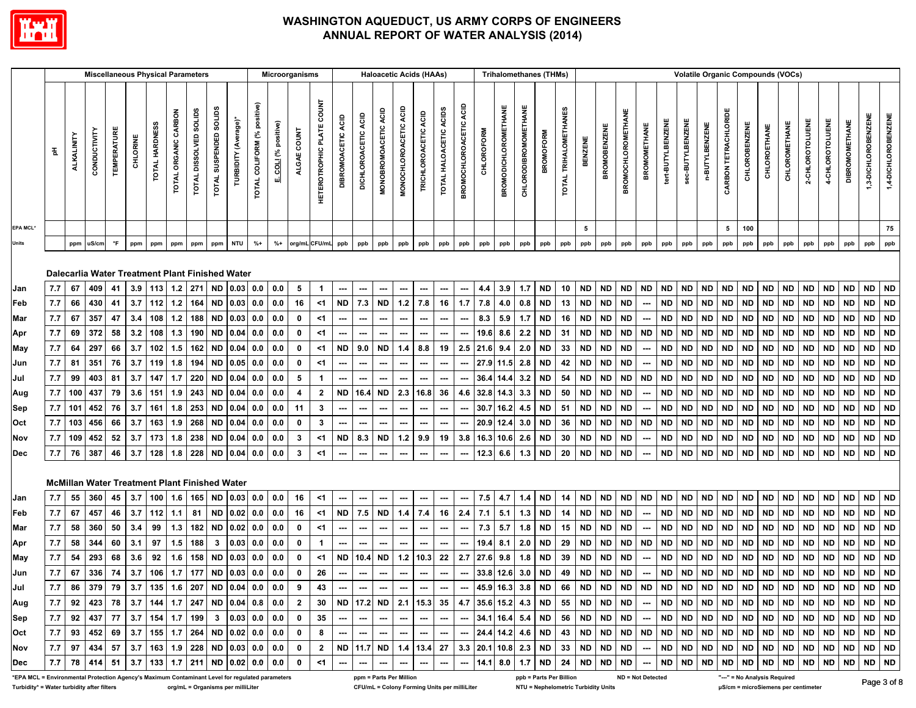# WASHINGTON AQUEDUCT, US ARMY CORPS OF ENGINEERS
## ANNUAL REPORT OF WATER ANALYSIS (2014)

| | Miscellaneous Physical Parameters | | | | | | | | | | Microorganisms | | | | Haloacetic Acids (HAAs) | | | | | | | Trihalomethanes (THMs) | | | | | Volatile Organic Compounds (VOCs) | | | | | | | | | | | | | | | | | |
|---|---|---|---|---|---|---|---|---|---|---|---|---|---|---|---|---|---|---|---|---|---|---|---|---|---|---|---|---|---|---|---|---|---|---|---|---|---|---|---|---|---|---|---|---|
| | pH | ALKALINITY | CONDUCTIVITY | TEMPERATURE | CHLORINE | TOTAL HARDNESS | TOTAL ORGANIC CARBON | TOTAL DISSOLVED SOLIDS | TOTAL SUSPENDED SOLIDS | TURBIDITY (Average)* | TOTAL COLIFORM (% positive) | E. COLI (% positive) | ALGAE COUNT | HETEROTROPHIC PLATE COUNT | DIBROMOACETIC ACID | DICHLOROACETIC ACID | MONOBROMOACETIC ACID | MONOCHLOROACETIC ACID | TRICHLOROACETIC ACID | TOTAL HALOACETIC ACIDS | BROMOCHLOROACETIC ACID | CHLOROFORM | BROMODICHLOROMETHANE | CHLORODIBROMOMETHANE | BROMOFORM | TOTAL TRIHALOMETHANES | BENZENE | BROMOBENZENE | BROMOCHLOROMETHANE | BROMOMETHANE | tert-BUTYLBENZENE | sec-BUTYLBENZENE | n-BUTYLBENZENE | CARBON TETRACHLORIDE | CHLOROBENZENE | CHLOROETHANE | CHLOROMETHANE | 2-CHLOROTOLUENE | 4-CHLOROTOLUENE | DIBROMOMETHANE | 1,3-DICHLOROBENZENE | 1,4-DICHLOROBENZENE |
| EPA MCL* | | | | | | | | | | | | | | | | | | | | | | | | | | | 5 | | | | | | | 5 | 100 | | | | | | | 75 |
| Units | | ppm | uS/cm | °F | ppm | ppm | ppm | ppm | ppm | NTU | %+ | %+ | org/mL | CFU/mL | ppb | ppb | ppb | ppb | ppb | ppb | ppb | ppb | ppb | ppb | ppb | ppb | ppb | ppb | ppb | ppb | ppb | ppb | ppb | ppb | ppb | ppb | ppb | ppb | ppb | ppb | ppb | ppb |
| **Dalecarlia Water Treatment Plant Finished Water** | | | | | | | | | | | | | | | | | | | | | | | | | | | | | | | | | | | | | | | | | | |
| Jan | 7.7 | 67 | 409 | 41 | 3.9 | 113 | 1.2 | 271 | ND | 0.03 | 0.0 | 0.0 | 5 | 1 | --- | --- | --- | --- | --- | --- | --- | 4.4 | 3.9 | 1.7 | ND | 10 | ND | ND | ND | ND | ND | ND | ND | ND | ND | ND | ND | ND | ND | ND | ND | ND |
| Feb | 7.7 | 66 | 430 | 41 | 3.7 | 112 | 1.2 | 164 | ND | 0.03 | 0.0 | 0.0 | 16 | <1 | ND | 7.3 | ND | 1.2 | 7.8 | 16 | 1.7 | 7.8 | 4.0 | 0.8 | ND | 13 | ND | ND | ND | --- | ND | ND | ND | ND | ND | ND | ND | ND | ND | ND | ND | ND |
| Mar | 7.7 | 67 | 357 | 47 | 3.4 | 108 | 1.2 | 188 | ND | 0.03 | 0.0 | 0.0 | 0 | <1 | --- | --- | --- | --- | --- | --- | --- | 8.3 | 5.9 | 1.7 | ND | 16 | ND | ND | ND | --- | ND | ND | ND | ND | ND | ND | ND | ND | ND | ND | ND | ND |
| Apr | 7.7 | 69 | 372 | 58 | 3.2 | 108 | 1.3 | 190 | ND | 0.04 | 0.0 | 0.0 | 0 | <1 | --- | --- | --- | --- | --- | --- | --- | 19.6 | 8.6 | 2.2 | ND | 31 | ND | ND | ND | ND | ND | ND | ND | ND | ND | ND | ND | ND | ND | ND | ND | ND |
| May | 7.7 | 64 | 297 | 66 | 3.7 | 102 | 1.5 | 162 | ND | 0.04 | 0.0 | 0.0 | 0 | <1 | ND | 9.0 | ND | 1.4 | 8.8 | 19 | 2.5 | 21.6 | 9.4 | 2.0 | ND | 33 | ND | ND | ND | --- | ND | ND | ND | ND | ND | ND | ND | ND | ND | ND | ND | ND |
| Jun | 7.7 | 81 | 351 | 76 | 3.7 | 119 | 1.8 | 194 | ND | 0.05 | 0.0 | 0.0 | 0 | <1 | --- | --- | --- | --- | --- | --- | --- | 27.9 | 11.5 | 2.8 | ND | 42 | ND | ND | ND | --- | ND | ND | ND | ND | ND | ND | ND | ND | ND | ND | ND | ND |
| Jul | 7.7 | 99 | 403 | 81 | 3.7 | 147 | 1.7 | 220 | ND | 0.04 | 0.0 | 0.0 | 5 | 1 | --- | --- | --- | --- | --- | --- | --- | 36.4 | 14.4 | 3.2 | ND | 54 | ND | ND | ND | ND | ND | ND | ND | ND | ND | ND | ND | ND | ND | ND | ND | ND |
| Aug | 7.7 | 100 | 437 | 79 | 3.6 | 151 | 1.9 | 243 | ND | 0.04 | 0.0 | 0.0 | 4 | 2 | ND | 16.4 | ND | 2.3 | 16.8 | 36 | 4.6 | 32.8 | 14.3 | 3.3 | ND | 50 | ND | ND | ND | --- | ND | ND | ND | ND | ND | ND | ND | ND | ND | ND | ND | ND |
| Sep | 7.7 | 101 | 452 | 76 | 3.7 | 161 | 1.8 | 253 | ND | 0.04 | 0.0 | 0.0 | 11 | 3 | --- | --- | --- | --- | --- | --- | --- | 30.7 | 16.2 | 4.5 | ND | 51 | ND | ND | ND | --- | ND | ND | ND | ND | ND | ND | ND | ND | ND | ND | ND | ND |
| Oct | 7.7 | 103 | 456 | 66 | 3.7 | 163 | 1.9 | 268 | ND | 0.04 | 0.0 | 0.0 | 0 | 3 | --- | --- | --- | --- | --- | --- | --- | 20.9 | 12.4 | 3.0 | ND | 36 | ND | ND | ND | ND | ND | ND | ND | ND | ND | ND | ND | ND | ND | ND | ND | ND |
| Nov | 7.7 | 109 | 452 | 52 | 3.7 | 173 | 1.8 | 238 | ND | 0.04 | 0.0 | 0.0 | 3 | <1 | ND | 8.3 | ND | 1.2 | 9.9 | 19 | 3.8 | 16.3 | 10.6 | 2.6 | ND | 30 | ND | ND | ND | --- | ND | ND | ND | ND | ND | ND | ND | ND | ND | ND | ND | ND |
| Dec | 7.7 | 76 | 387 | 46 | 3.7 | 128 | 1.8 | 228 | ND | 0.04 | 0.0 | 0.0 | 3 | <1 | --- | --- | --- | --- | --- | --- | --- | 12.3 | 6.6 | 1.3 | ND | 20 | ND | ND | ND | --- | ND | ND | ND | ND | ND | ND | ND | ND | ND | ND | ND | ND |
| **McMillan Water Treatment Plant Finished Water** | | | | | | | | | | | | | | | | | | | | | | | | | | | | | | | | | | | | | | | | | | |
| Jan | 7.7 | 55 | 360 | 45 | 3.7 | 100 | 1.6 | 165 | ND | 0.03 | 0.0 | 0.0 | 16 | <1 | --- | --- | --- | --- | --- | --- | --- | 7.5 | 4.7 | 1.4 | ND | 14 | ND | ND | ND | ND | ND | ND | ND | ND | ND | ND | ND | ND | ND | ND | ND | ND |
| Feb | 7.7 | 67 | 457 | 46 | 3.7 | 112 | 1.1 | 81 | ND | 0.02 | 0.0 | 0.0 | 16 | <1 | ND | 7.5 | ND | 1.4 | 7.4 | 16 | 2.4 | 7.1 | 5.1 | 1.3 | ND | 14 | ND | ND | ND | --- | ND | ND | ND | ND | ND | ND | ND | ND | ND | ND | ND | ND |
| Mar | 7.7 | 58 | 360 | 50 | 3.4 | 99 | 1.3 | 182 | ND | 0.02 | 0.0 | 0.0 | 0 | <1 | --- | --- | --- | --- | --- | --- | --- | 7.3 | 5.7 | 1.8 | ND | 15 | ND | ND | ND | --- | ND | ND | ND | ND | ND | ND | ND | ND | ND | ND | ND | ND |
| Apr | 7.7 | 58 | 344 | 60 | 3.1 | 97 | 1.5 | 188 | 3 | 0.03 | 0.0 | 0.0 | 0 | 1 | --- | --- | --- | --- | --- | --- | --- | 19.4 | 8.1 | 2.0 | ND | 29 | ND | ND | ND | ND | ND | ND | ND | ND | ND | ND | ND | ND | ND | ND | ND | ND |
| May | 7.7 | 54 | 293 | 68 | 3.6 | 92 | 1.6 | 158 | ND | 0.03 | 0.0 | 0.0 | 0 | <1 | ND | 10.4 | ND | 1.2 | 10.3 | 22 | 2.7 | 27.6 | 9.8 | 1.8 | ND | 39 | ND | ND | ND | --- | ND | ND | ND | ND | ND | ND | ND | ND | ND | ND | ND | ND |
| Jun | 7.7 | 67 | 336 | 74 | 3.7 | 106 | 1.7 | 177 | ND | 0.03 | 0.0 | 0.0 | 0 | 26 | --- | --- | --- | --- | --- | --- | --- | 33.8 | 12.6 | 3.0 | ND | 49 | ND | ND | ND | --- | ND | ND | ND | ND | ND | ND | ND | ND | ND | ND | ND | ND |
| Jul | 7.7 | 86 | 379 | 79 | 3.7 | 135 | 1.6 | 207 | ND | 0.04 | 0.0 | 0.0 | 9 | 43 | --- | --- | --- | --- | --- | --- | --- | 45.9 | 16.3 | 3.8 | ND | 66 | ND | ND | ND | ND | ND | ND | ND | ND | ND | ND | ND | ND | ND | ND | ND | ND |
| Aug | 7.7 | 92 | 423 | 78 | 3.7 | 144 | 1.7 | 247 | ND | 0.04 | 0.8 | 0.0 | 2 | 30 | ND | 17.2 | ND | 2.1 | 15.3 | 35 | 4.7 | 35.6 | 15.2 | 4.3 | ND | 55 | ND | ND | ND | --- | ND | ND | ND | ND | ND | ND | ND | ND | ND | ND | ND | ND |
| Sep | 7.7 | 92 | 437 | 77 | 3.7 | 154 | 1.7 | 199 | 3 | 0.03 | 0.0 | 0.0 | 0 | 35 | --- | --- | --- | --- | --- | --- | --- | 34.1 | 16.4 | 5.4 | ND | 56 | ND | ND | ND | --- | ND | ND | ND | ND | ND | ND | ND | ND | ND | ND | ND | ND |
| Oct | 7.7 | 93 | 452 | 69 | 3.7 | 155 | 1.7 | 264 | ND | 0.02 | 0.0 | 0.0 | 0 | 8 | --- | --- | --- | --- | --- | --- | --- | 24.4 | 14.2 | 4.6 | ND | 43 | ND | ND | ND | ND | ND | ND | ND | ND | ND | ND | ND | ND | ND | ND | ND | ND |
| Nov | 7.7 | 97 | 434 | 57 | 3.7 | 163 | 1.9 | 228 | ND | 0.03 | 0.0 | 0.0 | 0 | 2 | ND | 11.7 | ND | 1.4 | 13.4 | 27 | 3.3 | 20.1 | 10.8 | 2.3 | ND | 33 | ND | ND | ND | --- | ND | ND | ND | ND | ND | ND | ND | ND | ND | ND | ND | ND |
| Dec | 7.7 | 78 | 414 | 51 | 3.7 | 133 | 1.7 | 211 | ND | 0.02 | 0.0 | 0.0 | 0 | <1 | --- | --- | --- | --- | --- | --- | --- | 14.1 | 8.0 | 1.7 | ND | 24 | ND | ND | ND | --- | ND | ND | ND | ND | ND | ND | ND | ND | ND | ND | ND | ND |

*EPA MCL = Environmental Protection Agency's Maximum Contaminant Level for regulated parameters

Turbidity* = Water turbidity after filters

org/mL = Organisms per milliLiter

ppm = Parts Per Million

CFU/mL = Colony Forming Units per milliLiter

ppb = Parts Per Billion

NTU = Nephelometric Turbidity Units

ND = Not Detected

"---" = No Analysis Required

µS/cm = microSiemens per centimeter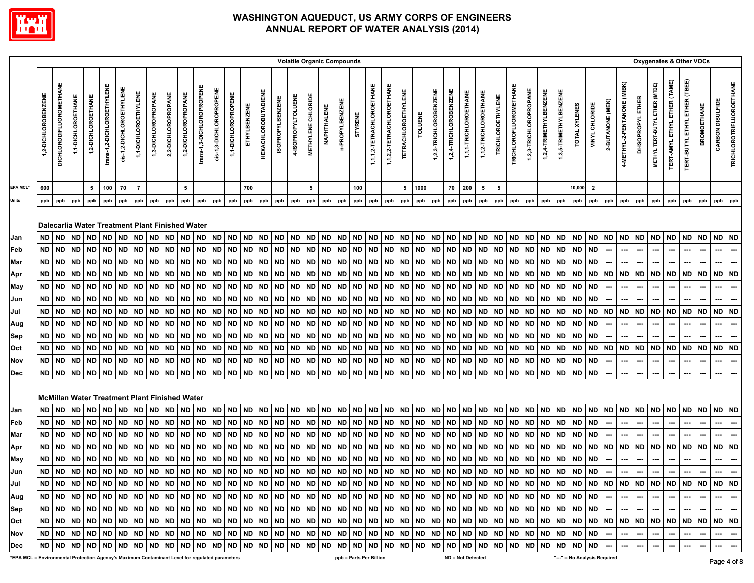# WASHINGTON AQUEDUCT, US ARMY CORPS OF ENGINEERS
# ANNUAL REPORT OF WATER ANALYSIS (2014)

| | Volatile Organic Compounds | | | | | | | | | | | | | | | | | | | | | | | | | | | | | | | | | | | Oxygenates & Other VOCs | | | | | | | | |
|---|---|---|---|---|---|---|---|---|---|---|---|---|---|---|---|---|---|---|---|---|---|---|---|---|---|---|---|---|---|---|---|---|---|---|---|---|---|---|---|---|---|---|---|---|
| | 1,2-DICHLOROBENZENE | DICHLORODIFLUOROMETHANE | 1,1-DICHLOROETHANE | 1,2-DICHLOROETHANE | trans-1,2-DICHLOROETHYLENE | cis-1,2-DICHLOROETHYLENE | 1,1-DICHLOROETHYLENE | 1,3-DICHLOROPROPANE | 2,2-DICHLOROPROPANE | 1,2-DICHLOROPROPANE | trans-1,3-DICHLOROPROPENE | cis-1,3-DICHLOROPROPENE | 1,1-DICHLOROPROPENE | ETHYLBENZENE | HEXACHLOROBUTADIENE | ISOPROPYLBENZENE | 4-ISOPROPYLTOLUENE | METHYLENE CHLORIDE | NAPHTHALENE | n-PROPYLBENZENE | STYRENE | 1,1,1,2-TETRACHLOROETHANE | 1,1,2,2-TETRACHLOROETHANE | TETRACHLOROETHYLENE | TOLUENE | 1,2,3-TRICHLOROBENZENE | 1,2,4-TRICHLOROBENZENE | 1,1,1-TRICHLOROETHANE | 1,1,2-TRICHLOROETHANE | TRICHLOROETHYLENE | TRICHLOROFLUOROMETHANE | 1,2,3-TRICHLOROPROPANE | 1,2,4-TRIMETHYLBENZENE | 1,3,5-TRIMETHYLBENZENE | TOTAL XYLENES | VINYL CHLORIDE | 2-BUTANONE (MEK) | 4-METHYL-2-PENTANONE (MIBK) | DI-ISOPROPYL ETHER | METHYL TERT-BUTYL ETHER (MTBE) | TERT-AMYL ETHYL ETHER (TAME) | TERT-BUTYL ETHYL ETHER (TBEE) | BROMOETHANE | CARBON DISULFIDE | TRICHLOROTRIFLUOROETHANE |
| EPA MCL* | 600 | | | 5 | 100 | 70 | 7 | | | 5 | | | | 700 | | | | 5 | | | 100 | | | 5 | 1000 | | 70 | 200 | 5 | 5 | | | | | 10,000 | 2 | | | | | | | | | |
| Units | ppb | ppb | ppb | ppb | ppb | ppb | ppb | ppb | ppb | ppb | ppb | ppb | ppb | ppb | ppb | ppb | ppb | ppb | ppb | ppb | ppb | ppb | ppb | ppb | ppb | ppb | ppb | ppb | ppb | ppb | ppb | ppb | ppb | ppb | ppb | ppb | ppb | ppb | ppb | ppb | ppb | ppb | ppb | ppb | ppb |
| **Dalecarlia Water Treatment Plant Finished Water** | | | | | | | | | | | | | | | | | | | | | | | | | | | | | | | | | | | | | | | | | | | | | |
| Jan | ND | ND | ND | ND | ND | ND | ND | ND | ND | ND | ND | ND | ND | ND | ND | ND | ND | ND | ND | ND | ND | ND | ND | ND | ND | ND | ND | ND | ND | ND | ND | ND | ND | ND | ND | ND | ND | ND | ND | ND | ND | ND | ND | ND | ND |
| Feb | ND | ND | ND | ND | ND | ND | ND | ND | ND | ND | ND | ND | ND | ND | ND | ND | ND | ND | ND | ND | ND | ND | ND | ND | ND | ND | ND | ND | ND | ND | ND | ND | ND | ND | ND | ND | --- | --- | --- | --- | --- | --- | --- | --- | --- |
| Mar | ND | ND | ND | ND | ND | ND | ND | ND | ND | ND | ND | ND | ND | ND | ND | ND | ND | ND | ND | ND | ND | ND | ND | ND | ND | ND | ND | ND | ND | ND | ND | ND | ND | ND | ND | ND | --- | --- | --- | --- | --- | --- | --- | --- | --- |
| Apr | ND | ND | ND | ND | ND | ND | ND | ND | ND | ND | ND | ND | ND | ND | ND | ND | ND | ND | ND | ND | ND | ND | ND | ND | ND | ND | ND | ND | ND | ND | ND | ND | ND | ND | ND | ND | ND | ND | ND | ND | ND | ND | ND | ND | ND |
| May | ND | ND | ND | ND | ND | ND | ND | ND | ND | ND | ND | ND | ND | ND | ND | ND | ND | ND | ND | ND | ND | ND | ND | ND | ND | ND | ND | ND | ND | ND | ND | ND | ND | ND | ND | ND | --- | --- | --- | --- | --- | --- | --- | --- | --- |
| Jun | ND | ND | ND | ND | ND | ND | ND | ND | ND | ND | ND | ND | ND | ND | ND | ND | ND | ND | ND | ND | ND | ND | ND | ND | ND | ND | ND | ND | ND | ND | ND | ND | ND | ND | ND | ND | --- | --- | --- | --- | --- | --- | --- | --- | --- |
| Jul | ND | ND | ND | ND | ND | ND | ND | ND | ND | ND | ND | ND | ND | ND | ND | ND | ND | ND | ND | ND | ND | ND | ND | ND | ND | ND | ND | ND | ND | ND | ND | ND | ND | ND | ND | ND | ND | ND | ND | ND | ND | ND | ND | ND | ND |
| Aug | ND | ND | ND | ND | ND | ND | ND | ND | ND | ND | ND | ND | ND | ND | ND | ND | ND | ND | ND | ND | ND | ND | ND | ND | ND | ND | ND | ND | ND | ND | ND | ND | ND | ND | ND | ND | --- | --- | --- | --- | --- | --- | --- | --- | --- |
| Sep | ND | ND | ND | ND | ND | ND | ND | ND | ND | ND | ND | ND | ND | ND | ND | ND | ND | ND | ND | ND | ND | ND | ND | ND | ND | ND | ND | ND | ND | ND | ND | ND | ND | ND | ND | ND | --- | --- | --- | --- | --- | --- | --- | --- | --- |
| Oct | ND | ND | ND | ND | ND | ND | ND | ND | ND | ND | ND | ND | ND | ND | ND | ND | ND | ND | ND | ND | ND | ND | ND | ND | ND | ND | ND | ND | ND | ND | ND | ND | ND | ND | ND | ND | ND | ND | ND | ND | ND | ND | ND | ND | ND |
| Nov | ND | ND | ND | ND | ND | ND | ND | ND | ND | ND | ND | ND | ND | ND | ND | ND | ND | ND | ND | ND | ND | ND | ND | ND | ND | ND | ND | ND | ND | ND | ND | ND | ND | ND | ND | ND | --- | --- | --- | --- | --- | --- | --- | --- | --- |
| Dec | ND | ND | ND | ND | ND | ND | ND | ND | ND | ND | ND | ND | ND | ND | ND | ND | ND | ND | ND | ND | ND | ND | ND | ND | ND | ND | ND | ND | ND | ND | ND | ND | ND | ND | ND | ND | --- | --- | --- | --- | --- | --- | --- | --- | --- |
| **McMillan Water Treatment Plant Finished Water** | | | | | | | | | | | | | | | | | | | | | | | | | | | | | | | | | | | | | | | | | | | | | |
| Jan | ND | ND | ND | ND | ND | ND | ND | ND | ND | ND | ND | ND | ND | ND | ND | ND | ND | ND | ND | ND | ND | ND | ND | ND | ND | ND | ND | ND | ND | ND | ND | ND | ND | ND | ND | ND | ND | ND | ND | ND | ND | ND | ND | ND | ND |
| Feb | ND | ND | ND | ND | ND | ND | ND | ND | ND | ND | ND | ND | ND | ND | ND | ND | ND | ND | ND | ND | ND | ND | ND | ND | ND | ND | ND | ND | ND | ND | ND | ND | ND | ND | ND | ND | --- | --- | --- | --- | --- | --- | --- | --- | --- |
| Mar | ND | ND | ND | ND | ND | ND | ND | ND | ND | ND | ND | ND | ND | ND | ND | ND | ND | ND | ND | ND | ND | ND | ND | ND | ND | ND | ND | ND | ND | ND | ND | ND | ND | ND | ND | ND | --- | --- | --- | --- | --- | --- | --- | --- | --- |
| Apr | ND | ND | ND | ND | ND | ND | ND | ND | ND | ND | ND | ND | ND | ND | ND | ND | ND | ND | ND | ND | ND | ND | ND | ND | ND | ND | ND | ND | ND | ND | ND | ND | ND | ND | ND | ND | ND | ND | ND | ND | ND | ND | ND | ND | ND |
| May | ND | ND | ND | ND | ND | ND | ND | ND | ND | ND | ND | ND | ND | ND | ND | ND | ND | ND | ND | ND | ND | ND | ND | ND | ND | ND | ND | ND | ND | ND | ND | ND | ND | ND | ND | ND | --- | --- | --- | --- | --- | --- | --- | --- | --- |
| Jun | ND | ND | ND | ND | ND | ND | ND | ND | ND | ND | ND | ND | ND | ND | ND | ND | ND | ND | ND | ND | ND | ND | ND | ND | ND | ND | ND | ND | ND | ND | ND | ND | ND | ND | ND | ND | --- | --- | --- | --- | --- | --- | --- | --- | --- |
| Jul | ND | ND | ND | ND | ND | ND | ND | ND | ND | ND | ND | ND | ND | ND | ND | ND | ND | ND | ND | ND | ND | ND | ND | ND | ND | ND | ND | ND | ND | ND | ND | ND | ND | ND | ND | ND | ND | ND | ND | ND | ND | ND | ND | ND | ND |
| Aug | ND | ND | ND | ND | ND | ND | ND | ND | ND | ND | ND | ND | ND | ND | ND | ND | ND | ND | ND | ND | ND | ND | ND | ND | ND | ND | ND | ND | ND | ND | ND | ND | ND | ND | ND | ND | --- | --- | --- | --- | --- | --- | --- | --- | --- |
| Sep | ND | ND | ND | ND | ND | ND | ND | ND | ND | ND | ND | ND | ND | ND | ND | ND | ND | ND | ND | ND | ND | ND | ND | ND | ND | ND | ND | ND | ND | ND | ND | ND | ND | ND | ND | ND | --- | --- | --- | --- | --- | --- | --- | --- | --- |
| Oct | ND | ND | ND | ND | ND | ND | ND | ND | ND | ND | ND | ND | ND | ND | ND | ND | ND | ND | ND | ND | ND | ND | ND | ND | ND | ND | ND | ND | ND | ND | ND | ND | ND | ND | ND | ND | ND | ND | ND | ND | ND | ND | ND | ND | ND |
| Nov | ND | ND | ND | ND | ND | ND | ND | ND | ND | ND | ND | ND | ND | ND | ND | ND | ND | ND | ND | ND | ND | ND | ND | ND | ND | ND | ND | ND | ND | ND | ND | ND | ND | ND | ND | ND | --- | --- | --- | --- | --- | --- | --- | --- | --- |
| Dec | ND | ND | ND | ND | ND | ND | ND | ND | ND | ND | ND | ND | ND | ND | ND | ND | ND | ND | ND | ND | ND | ND | ND | ND | ND | ND | ND | ND | ND | ND | ND | ND | ND | ND | ND | ND | --- | --- | --- | --- | --- | --- | --- | --- | --- |

*EPA MCL = Environmental Protection Agency's Maximum Contaminant Level for regulated parameters

ppb = Parts Per Billion

ND = Not Detected

"---" = No Analysis Required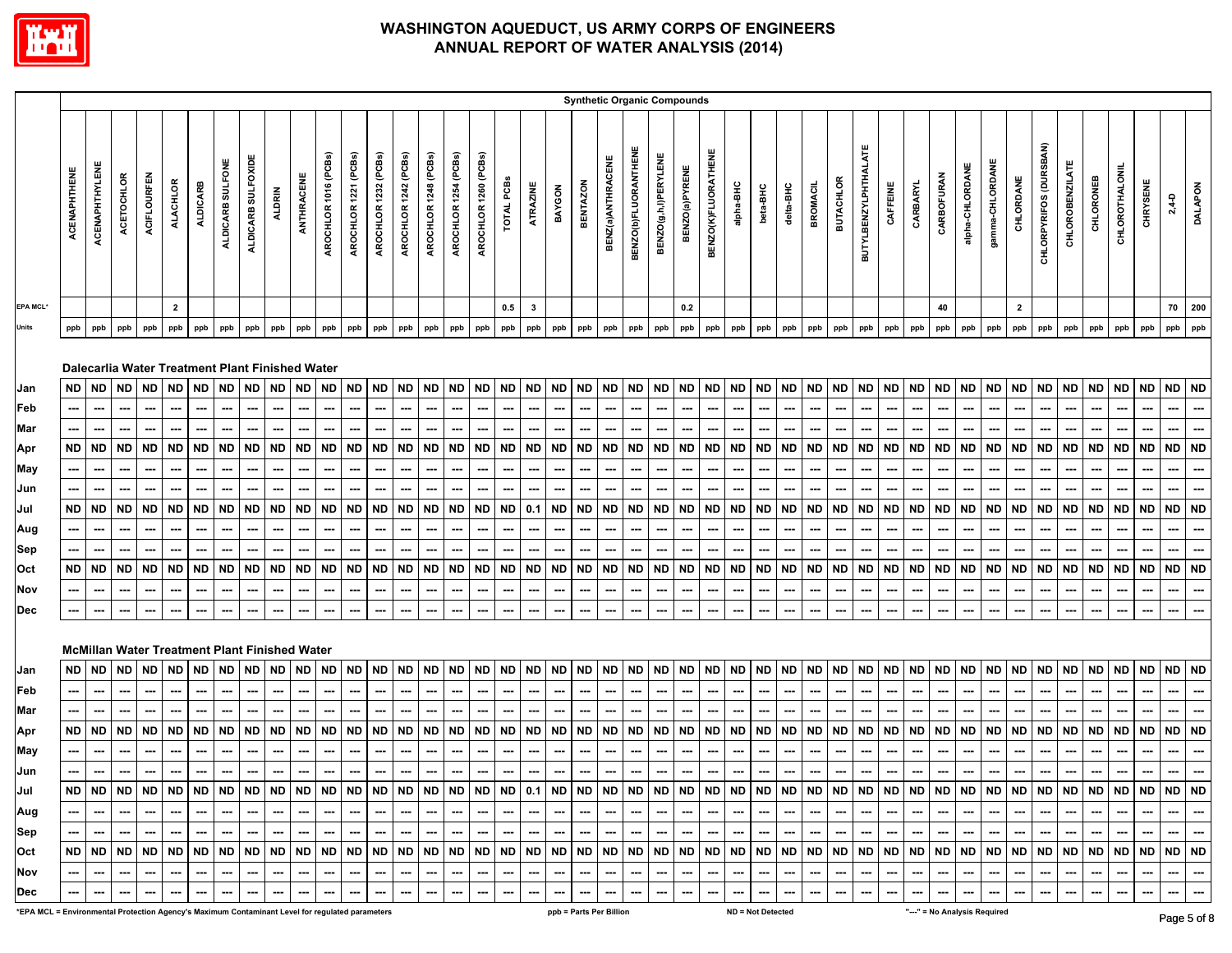# WASHINGTON AQUEDUCT, US ARMY CORPS OF ENGINEERS
# ANNUAL REPORT OF WATER ANALYSIS (2014)

**Synthetic Organic Compounds**

| | ACENAPHTHENE | ACENAPHTHYLENE | ACETOCHLOR | ACIFLOURFEN | ALACHLOR | ALDICARB | ALDICARB SULFONE | ALDICARB SULFOXIDE | ALDRIN | ANTHRACENE | AROCHLOR 1016 (PCBs) | AROCHLOR 1221 (PCBs) | AROCHLOR 1232 (PCBs) | AROCHLOR 1242 (PCBs) | AROCHLOR 1248 (PCBs) | AROCHLOR 1254 (PCBs) | AROCHLOR 1260 (PCBs) | TOTAL PCBs | ATRAZINE | BAYGON | BENTAZON | BENZ(a)ANTHRACENE | BENZO(b)FLUORANTHENE | BENZO(g,h,i)PERYLENE | BENZO(a)PYRENE | BENZO(K)FLUORATHENE | alpha-BHC | beta-BHC | delta-BHC | BROMACIL | BUTACHLOR | BUTYLBENZYLPHTHALATE | CAFFEINE | CARBARYL | CARBOFURAN | alpha-CHLORDANE | gamma-CHLORDANE | CHLORDANE | CHLORPYRIFOS (DURSBAN) | CHLOROBENZILATE | CHLORONEB | CHLOROTHALONIL | CHRYSENE | 2,4-D | DALAPON |
|---|---|---|---|---|---|---|---|---|---|---|---|---|---|---|---|---|---|---|---|---|---|---|---|---|---|---|---|---|---|---|---|---|---|---|---|---|---|---|---|---|---|---|---|---|---|
| EPA MCL* | | | | | 2 | | | | | | | | | | | | | 0.5 | 3 | | | | | | 0.2 | | | | | | | | | | 40 | | | 2 | | | | | | 70 | 200 |
| Units | ppb | ppb | ppb | ppb | ppb | ppb | ppb | ppb | ppb | ppb | ppb | ppb | ppb | ppb | ppb | ppb | ppb | ppb | ppb | ppb | ppb | ppb | ppb | ppb | ppb | ppb | ppb | ppb | ppb | ppb | ppb | ppb | ppb | ppb | ppb | ppb | ppb | ppb | ppb | ppb | ppb | ppb | ppb | ppb | ppb |
| **Dalecarlia Water Treatment Plant Finished Water** | | | | | | | | | | | | | | | | | | | | | | | | | | | | | | | | | | | | | | | | | | | | | |
| Jan | ND | ND | ND | ND | ND | ND | ND | ND | ND | ND | ND | ND | ND | ND | ND | ND | ND | ND | ND | ND | ND | ND | ND | ND | ND | ND | ND | ND | ND | ND | ND | ND | ND | ND | ND | ND | ND | ND | ND | ND | ND | ND | ND | ND | ND |
| Feb | --- | --- | --- | --- | --- | --- | --- | --- | --- | --- | --- | --- | --- | --- | --- | --- | --- | --- | --- | --- | --- | --- | --- | --- | --- | --- | --- | --- | --- | --- | --- | --- | --- | --- | --- | --- | --- | --- | --- | --- | --- | --- | --- | --- | --- |
| Mar | --- | --- | --- | --- | --- | --- | --- | --- | --- | --- | --- | --- | --- | --- | --- | --- | --- | --- | --- | --- | --- | --- | --- | --- | --- | --- | --- | --- | --- | --- | --- | --- | --- | --- | --- | --- | --- | --- | --- | --- | --- | --- | --- | --- | --- |
| Apr | ND | ND | ND | ND | ND | ND | ND | ND | ND | ND | ND | ND | ND | ND | ND | ND | ND | ND | ND | ND | ND | ND | ND | ND | ND | ND | ND | ND | ND | ND | ND | ND | ND | ND | ND | ND | ND | ND | ND | ND | ND | ND | ND | ND | ND |
| May | --- | --- | --- | --- | --- | --- | --- | --- | --- | --- | --- | --- | --- | --- | --- | --- | --- | --- | --- | --- | --- | --- | --- | --- | --- | --- | --- | --- | --- | --- | --- | --- | --- | --- | --- | --- | --- | --- | --- | --- | --- | --- | --- | --- | --- |
| Jun | --- | --- | --- | --- | --- | --- | --- | --- | --- | --- | --- | --- | --- | --- | --- | --- | --- | --- | --- | --- | --- | --- | --- | --- | --- | --- | --- | --- | --- | --- | --- | --- | --- | --- | --- | --- | --- | --- | --- | --- | --- | --- | --- | --- | --- |
| Jul | ND | ND | ND | ND | ND | ND | ND | ND | ND | ND | ND | ND | ND | ND | ND | ND | ND | ND | 0.1 | ND | ND | ND | ND | ND | ND | ND | ND | ND | ND | ND | ND | ND | ND | ND | ND | ND | ND | ND | ND | ND | ND | ND | ND | ND | ND |
| Aug | --- | --- | --- | --- | --- | --- | --- | --- | --- | --- | --- | --- | --- | --- | --- | --- | --- | --- | --- | --- | --- | --- | --- | --- | --- | --- | --- | --- | --- | --- | --- | --- | --- | --- | --- | --- | --- | --- | --- | --- | --- | --- | --- | --- | --- |
| Sep | --- | --- | --- | --- | --- | --- | --- | --- | --- | --- | --- | --- | --- | --- | --- | --- | --- | --- | --- | --- | --- | --- | --- | --- | --- | --- | --- | --- | --- | --- | --- | --- | --- | --- | --- | --- | --- | --- | --- | --- | --- | --- | --- | --- | --- |
| Oct | ND | ND | ND | ND | ND | ND | ND | ND | ND | ND | ND | ND | ND | ND | ND | ND | ND | ND | ND | ND | ND | ND | ND | ND | ND | ND | ND | ND | ND | ND | ND | ND | ND | ND | ND | ND | ND | ND | ND | ND | ND | ND | ND | ND | ND |
| Nov | --- | --- | --- | --- | --- | --- | --- | --- | --- | --- | --- | --- | --- | --- | --- | --- | --- | --- | --- | --- | --- | --- | --- | --- | --- | --- | --- | --- | --- | --- | --- | --- | --- | --- | --- | --- | --- | --- | --- | --- | --- | --- | --- | --- | --- |
| Dec | --- | --- | --- | --- | --- | --- | --- | --- | --- | --- | --- | --- | --- | --- | --- | --- | --- | --- | --- | --- | --- | --- | --- | --- | --- | --- | --- | --- | --- | --- | --- | --- | --- | --- | --- | --- | --- | --- | --- | --- | --- | --- | --- | --- | --- |
| **McMillan Water Treatment Plant Finished Water** | | | | | | | | | | | | | | | | | | | | | | | | | | | | | | | | | | | | | | | | | | | | | |
| Jan | ND | ND | ND | ND | ND | ND | ND | ND | ND | ND | ND | ND | ND | ND | ND | ND | ND | ND | ND | ND | ND | ND | ND | ND | ND | ND | ND | ND | ND | ND | ND | ND | ND | ND | ND | ND | ND | ND | ND | ND | ND | ND | ND | ND | ND |
| Feb | --- | --- | --- | --- | --- | --- | --- | --- | --- | --- | --- | --- | --- | --- | --- | --- | --- | --- | --- | --- | --- | --- | --- | --- | --- | --- | --- | --- | --- | --- | --- | --- | --- | --- | --- | --- | --- | --- | --- | --- | --- | --- | --- | --- | --- |
| Mar | --- | --- | --- | --- | --- | --- | --- | --- | --- | --- | --- | --- | --- | --- | --- | --- | --- | --- | --- | --- | --- | --- | --- | --- | --- | --- | --- | --- | --- | --- | --- | --- | --- | --- | --- | --- | --- | --- | --- | --- | --- | --- | --- | --- | --- |
| Apr | ND | ND | ND | ND | ND | ND | ND | ND | ND | ND | ND | ND | ND | ND | ND | ND | ND | ND | ND | ND | ND | ND | ND | ND | ND | ND | ND | ND | ND | ND | ND | ND | ND | ND | ND | ND | ND | ND | ND | ND | ND | ND | ND | ND | ND |
| May | --- | --- | --- | --- | --- | --- | --- | --- | --- | --- | --- | --- | --- | --- | --- | --- | --- | --- | --- | --- | --- | --- | --- | --- | --- | --- | --- | --- | --- | --- | --- | --- | --- | --- | --- | --- | --- | --- | --- | --- | --- | --- | --- | --- | --- |
| Jun | --- | --- | --- | --- | --- | --- | --- | --- | --- | --- | --- | --- | --- | --- | --- | --- | --- | --- | --- | --- | --- | --- | --- | --- | --- | --- | --- | --- | --- | --- | --- | --- | --- | --- | --- | --- | --- | --- | --- | --- | --- | --- | --- | --- | --- |
| Jul | ND | ND | ND | ND | ND | ND | ND | ND | ND | ND | ND | ND | ND | ND | ND | ND | ND | ND | 0.1 | ND | ND | ND | ND | ND | ND | ND | ND | ND | ND | ND | ND | ND | ND | ND | ND | ND | ND | ND | ND | ND | ND | ND | ND | ND | ND |
| Aug | --- | --- | --- | --- | --- | --- | --- | --- | --- | --- | --- | --- | --- | --- | --- | --- | --- | --- | --- | --- | --- | --- | --- | --- | --- | --- | --- | --- | --- | --- | --- | --- | --- | --- | --- | --- | --- | --- | --- | --- | --- | --- | --- | --- | --- |
| Sep | --- | --- | --- | --- | --- | --- | --- | --- | --- | --- | --- | --- | --- | --- | --- | --- | --- | --- | --- | --- | --- | --- | --- | --- | --- | --- | --- | --- | --- | --- | --- | --- | --- | --- | --- | --- | --- | --- | --- | --- | --- | --- | --- | --- | --- |
| Oct | ND | ND | ND | ND | ND | ND | ND | ND | ND | ND | ND | ND | ND | ND | ND | ND | ND | ND | ND | ND | ND | ND | ND | ND | ND | ND | ND | ND | ND | ND | ND | ND | ND | ND | ND | ND | ND | ND | ND | ND | ND | ND | ND | ND | ND |
| Nov | --- | --- | --- | --- | --- | --- | --- | --- | --- | --- | --- | --- | --- | --- | --- | --- | --- | --- | --- | --- | --- | --- | --- | --- | --- | --- | --- | --- | --- | --- | --- | --- | --- | --- | --- | --- | --- | --- | --- | --- | --- | --- | --- | --- | --- |
| Dec | --- | --- | --- | --- | --- | --- | --- | --- | --- | --- | --- | --- | --- | --- | --- | --- | --- | --- | --- | --- | --- | --- | --- | --- | --- | --- | --- | --- | --- | --- | --- | --- | --- | --- | --- | --- | --- | --- | --- | --- | --- | --- | --- | --- | --- |

*EPA MCL = Environmental Protection Agency's Maximum Contaminant Level for regulated parameters    ppb = Parts Per Billion    ND = Not Detected    "---" = No Analysis Required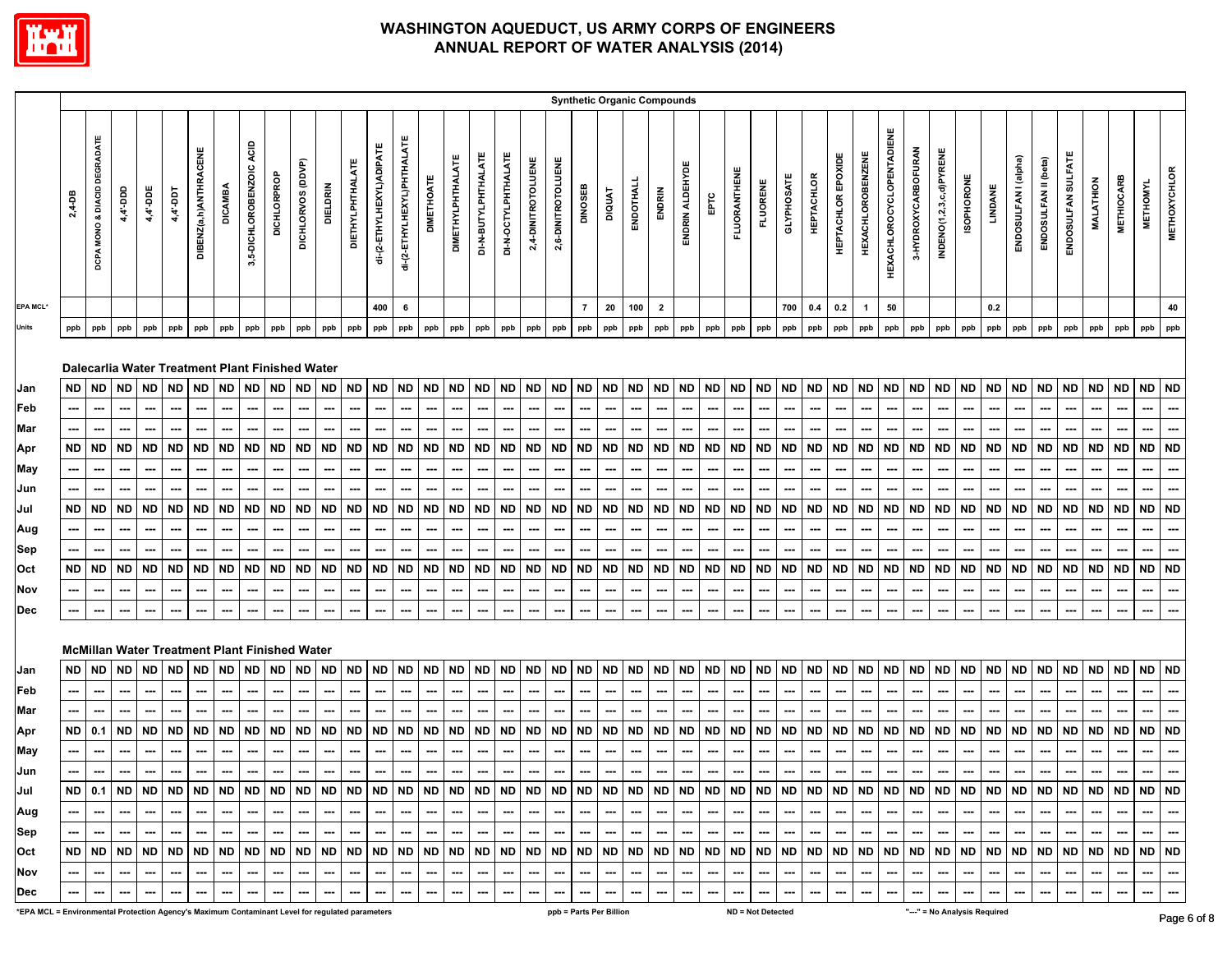# WASHINGTON AQUEDUCT, US ARMY CORPS OF ENGINEERS
## ANNUAL REPORT OF WATER ANALYSIS (2014)

| | Synthetic Organic Compounds | | | | | | | | | | | | | | | | | | | | | | | | | | | | | | | | | | | | | | | | | | | | | |
|---|---|---|---|---|---|---|---|---|---|---|---|---|---|---|---|---|---|---|---|---|---|---|---|---|---|---|---|---|---|---|---|---|---|---|---|---|---|---|---|---|---|---|---|---|---|---|
| | 2,4-DB | DCPA MONO & DIACID DEGRADATE | 4,4'-DDD | 4,4'-DDE | 4,4'-DDT | DIBENZ(a,h)ANTHRACENE | DICAMBA | 3,5-DICHLOROBENZOIC ACID | DICHLORPROP | DICHLORVOS (DDVP) | DIELDRIN | DIETHYLPHTHALATE | di-(2-ETHYLHEXYL)ADIPATE | di-(2-ETHYLHEXYL)PHTHALATE | DIMETHOATE | DIMETHYLPHTHALATE | DI-N-BUTYLPHTHALATE | DI-N-OCTYLPHTHALATE | 2,4-DINITROTOLUENE | 2,6-DINITROTOLUENE | DINOSEB | DIQUAT | ENDOTHALL | ENDRIN | ENDRIN ALDEHYDE | EPTC | FLUORANTHENE | FLUORENE | GLYPHOSATE | HEPTACHLOR | HEPTACHLOR EPOXIDE | HEXACHLOROBENZENE | HEXACHLOROCYCLOPENTADIENE | 3-HYDROXYCARBOFURAN | INDENO(1,2,3,c,d)PYRENE | ISOPHORONE | LINDANE | ENDOSULFAN I (alpha) | ENDOSULFAN II (beta) | ENDOSULFAN SULFATE | MALATHION | METHIOCARB | METHOMYL | METHOXYCHLOR |
| EPA MCL* | | | | | | | | | | | | | 400 | 6 | | | | | | | 7 | 20 | 100 | 2 | | | | | 700 | 0.4 | 0.2 | 1 | 50 | | | | 0.2 | | | | | | | 40 |
| Units | ppb | ppb | ppb | ppb | ppb | ppb | ppb | ppb | ppb | ppb | ppb | ppb | ppb | ppb | ppb | ppb | ppb | ppb | ppb | ppb | ppb | ppb | ppb | ppb | ppb | ppb | ppb | ppb | ppb | ppb | ppb | ppb | ppb | ppb | ppb | ppb | ppb | ppb | ppb | ppb | ppb | ppb | ppb | ppb |
| **Dalecarlia Water Treatment Plant Finished Water** | | | | | | | | | | | | | | | | | | | | | | | | | | | | | | | | | | | | | | | | | | | | |
| Jan | ND | ND | ND | ND | ND | ND | ND | ND | ND | ND | ND | ND | ND | ND | ND | ND | ND | ND | ND | ND | ND | ND | ND | ND | ND | ND | ND | ND | ND | ND | ND | ND | ND | ND | ND | ND | ND | ND | ND | ND | ND | ND | ND | ND |
| Feb | --- | --- | --- | --- | --- | --- | --- | --- | --- | --- | --- | --- | --- | --- | --- | --- | --- | --- | --- | --- | --- | --- | --- | --- | --- | --- | --- | --- | --- | --- | --- | --- | --- | --- | --- | --- | --- | --- | --- | --- | --- | --- | --- | --- |
| Mar | --- | --- | --- | --- | --- | --- | --- | --- | --- | --- | --- | --- | --- | --- | --- | --- | --- | --- | --- | --- | --- | --- | --- | --- | --- | --- | --- | --- | --- | --- | --- | --- | --- | --- | --- | --- | --- | --- | --- | --- | --- | --- | --- | --- |
| Apr | ND | ND | ND | ND | ND | ND | ND | ND | ND | ND | ND | ND | ND | ND | ND | ND | ND | ND | ND | ND | ND | ND | ND | ND | ND | ND | ND | ND | ND | ND | ND | ND | ND | ND | ND | ND | ND | ND | ND | ND | ND | ND | ND | ND |
| May | --- | --- | --- | --- | --- | --- | --- | --- | --- | --- | --- | --- | --- | --- | --- | --- | --- | --- | --- | --- | --- | --- | --- | --- | --- | --- | --- | --- | --- | --- | --- | --- | --- | --- | --- | --- | --- | --- | --- | --- | --- | --- | --- | --- |
| Jun | --- | --- | --- | --- | --- | --- | --- | --- | --- | --- | --- | --- | --- | --- | --- | --- | --- | --- | --- | --- | --- | --- | --- | --- | --- | --- | --- | --- | --- | --- | --- | --- | --- | --- | --- | --- | --- | --- | --- | --- | --- | --- | --- | --- |
| Jul | ND | ND | ND | ND | ND | ND | ND | ND | ND | ND | ND | ND | ND | ND | ND | ND | ND | ND | ND | ND | ND | ND | ND | ND | ND | ND | ND | ND | ND | ND | ND | ND | ND | ND | ND | ND | ND | ND | ND | ND | ND | ND | ND | ND |
| Aug | --- | --- | --- | --- | --- | --- | --- | --- | --- | --- | --- | --- | --- | --- | --- | --- | --- | --- | --- | --- | --- | --- | --- | --- | --- | --- | --- | --- | --- | --- | --- | --- | --- | --- | --- | --- | --- | --- | --- | --- | --- | --- | --- | --- |
| Sep | --- | --- | --- | --- | --- | --- | --- | --- | --- | --- | --- | --- | --- | --- | --- | --- | --- | --- | --- | --- | --- | --- | --- | --- | --- | --- | --- | --- | --- | --- | --- | --- | --- | --- | --- | --- | --- | --- | --- | --- | --- | --- | --- | --- |
| Oct | ND | ND | ND | ND | ND | ND | ND | ND | ND | ND | ND | ND | ND | ND | ND | ND | ND | ND | ND | ND | ND | ND | ND | ND | ND | ND | ND | ND | ND | ND | ND | ND | ND | ND | ND | ND | ND | ND | ND | ND | ND | ND | ND | ND |
| Nov | --- | --- | --- | --- | --- | --- | --- | --- | --- | --- | --- | --- | --- | --- | --- | --- | --- | --- | --- | --- | --- | --- | --- | --- | --- | --- | --- | --- | --- | --- | --- | --- | --- | --- | --- | --- | --- | --- | --- | --- | --- | --- | --- | --- |
| Dec | --- | --- | --- | --- | --- | --- | --- | --- | --- | --- | --- | --- | --- | --- | --- | --- | --- | --- | --- | --- | --- | --- | --- | --- | --- | --- | --- | --- | --- | --- | --- | --- | --- | --- | --- | --- | --- | --- | --- | --- | --- | --- | --- | --- |
| **McMillan Water Treatment Plant Finished Water** | | | | | | | | | | | | | | | | | | | | | | | | | | | | | | | | | | | | | | | | | | | | |
| Jan | ND | ND | ND | ND | ND | ND | ND | ND | ND | ND | ND | ND | ND | ND | ND | ND | ND | ND | ND | ND | ND | ND | ND | ND | ND | ND | ND | ND | ND | ND | ND | ND | ND | ND | ND | ND | ND | ND | ND | ND | ND | ND | ND | ND |
| Feb | --- | --- | --- | --- | --- | --- | --- | --- | --- | --- | --- | --- | --- | --- | --- | --- | --- | --- | --- | --- | --- | --- | --- | --- | --- | --- | --- | --- | --- | --- | --- | --- | --- | --- | --- | --- | --- | --- | --- | --- | --- | --- | --- | --- |
| Mar | --- | --- | --- | --- | --- | --- | --- | --- | --- | --- | --- | --- | --- | --- | --- | --- | --- | --- | --- | --- | --- | --- | --- | --- | --- | --- | --- | --- | --- | --- | --- | --- | --- | --- | --- | --- | --- | --- | --- | --- | --- | --- | --- | --- |
| Apr | ND | 0.1 | ND | ND | ND | ND | ND | ND | ND | ND | ND | ND | ND | ND | ND | ND | ND | ND | ND | ND | ND | ND | ND | ND | ND | ND | ND | ND | ND | ND | ND | ND | ND | ND | ND | ND | ND | ND | ND | ND | ND | ND | ND | ND |
| May | --- | --- | --- | --- | --- | --- | --- | --- | --- | --- | --- | --- | --- | --- | --- | --- | --- | --- | --- | --- | --- | --- | --- | --- | --- | --- | --- | --- | --- | --- | --- | --- | --- | --- | --- | --- | --- | --- | --- | --- | --- | --- | --- | --- |
| Jun | --- | --- | --- | --- | --- | --- | --- | --- | --- | --- | --- | --- | --- | --- | --- | --- | --- | --- | --- | --- | --- | --- | --- | --- | --- | --- | --- | --- | --- | --- | --- | --- | --- | --- | --- | --- | --- | --- | --- | --- | --- | --- | --- | --- |
| Jul | ND | 0.1 | ND | ND | ND | ND | ND | ND | ND | ND | ND | ND | ND | ND | ND | ND | ND | ND | ND | ND | ND | ND | ND | ND | ND | ND | ND | ND | ND | ND | ND | ND | ND | ND | ND | ND | ND | ND | ND | ND | ND | ND | ND | ND |
| Aug | --- | --- | --- | --- | --- | --- | --- | --- | --- | --- | --- | --- | --- | --- | --- | --- | --- | --- | --- | --- | --- | --- | --- | --- | --- | --- | --- | --- | --- | --- | --- | --- | --- | --- | --- | --- | --- | --- | --- | --- | --- | --- | --- | --- |
| Sep | --- | --- | --- | --- | --- | --- | --- | --- | --- | --- | --- | --- | --- | --- | --- | --- | --- | --- | --- | --- | --- | --- | --- | --- | --- | --- | --- | --- | --- | --- | --- | --- | --- | --- | --- | --- | --- | --- | --- | --- | --- | --- | --- | --- |
| Oct | ND | ND | ND | ND | ND | ND | ND | ND | ND | ND | ND | ND | ND | ND | ND | ND | ND | ND | ND | ND | ND | ND | ND | ND | ND | ND | ND | ND | ND | ND | ND | ND | ND | ND | ND | ND | ND | ND | ND | ND | ND | ND | ND | ND |
| Nov | --- | --- | --- | --- | --- | --- | --- | --- | --- | --- | --- | --- | --- | --- | --- | --- | --- | --- | --- | --- | --- | --- | --- | --- | --- | --- | --- | --- | --- | --- | --- | --- | --- | --- | --- | --- | --- | --- | --- | --- | --- | --- | --- | --- |
| Dec | --- | --- | --- | --- | --- | --- | --- | --- | --- | --- | --- | --- | --- | --- | --- | --- | --- | --- | --- | --- | --- | --- | --- | --- | --- | --- | --- | --- | --- | --- | --- | --- | --- | --- | --- | --- | --- | --- | --- | --- | --- | --- | --- | --- |

*EPA MCL = Environmental Protection Agency's Maximum Contaminant Level for regulated parameters    ppb = Parts Per Billion    ND = Not Detected    "---" = No Analysis Required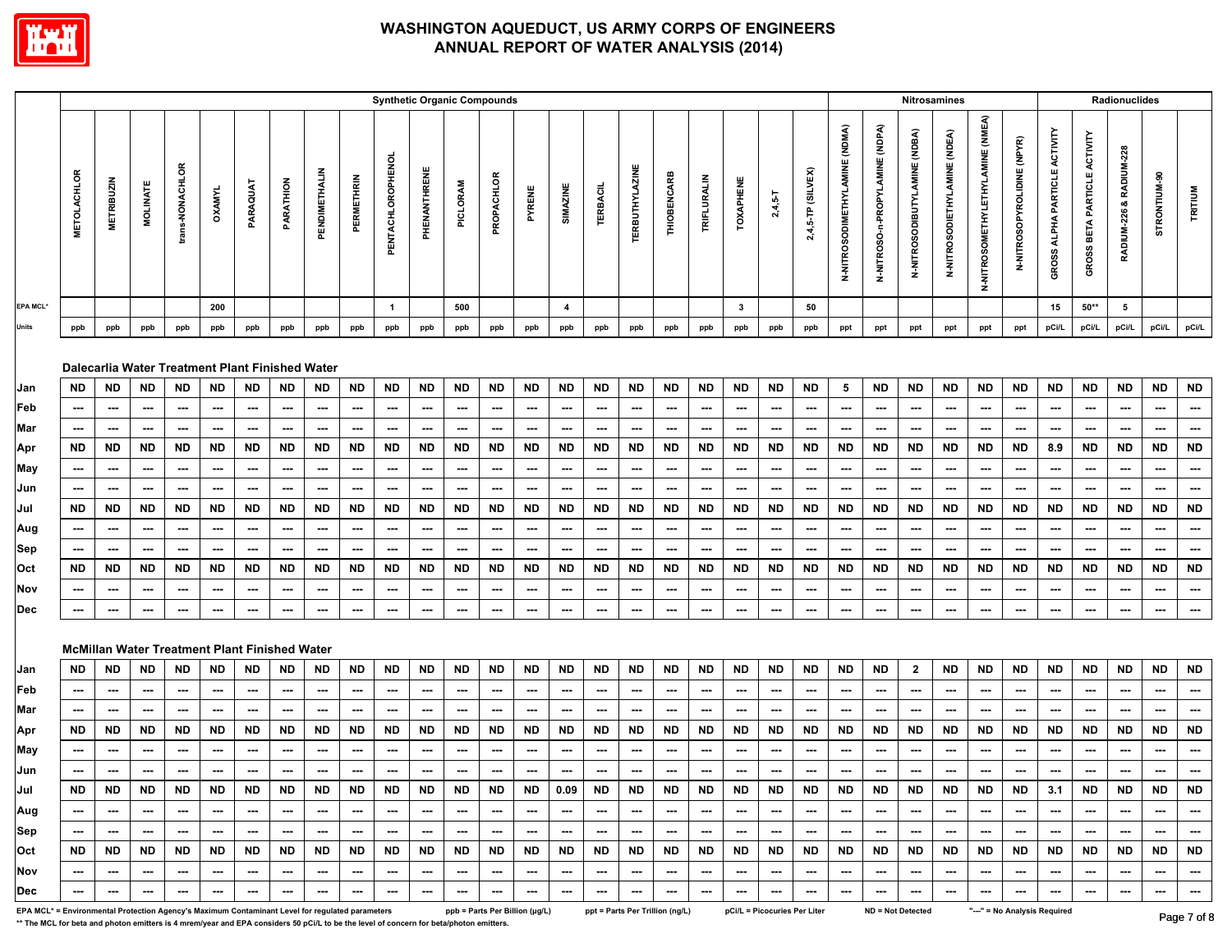# WASHINGTON AQUEDUCT, US ARMY CORPS OF ENGINEERS
## ANNUAL REPORT OF WATER ANALYSIS (2014)

| | Synthetic Organic Compounds | | | | | | | | | | | | | | | | | | | | | | | Nitrosamines | | | | | | Radionuclides | | | | |
|---|---|---|---|---|---|---|---|---|---|---|---|---|---|---|---|---|---|---|---|---|---|---|---|---|---|---|---|---|---|---|---|---|---|---|
| | METOLACHLOR | METRIBUZIN | MOLINATE | trans-NONACHLOR | OXAMYL | PARAQUAT | PARATHION | PENDIMETHALIN | PERMETHRIN | PENTACHLOROPHENOL | PHENANTHRENE | PICLORAM | PROPACHLOR | PYRENE | SIMAZINE | TERBACIL | TERBUTHYLAZINE | THIOBENCARB | TRIFLURALIN | TOXAPHENE | 2,4,5-T | 2,4,5-TP (SILVEX) | N-NITROSODIMETHYLAMINE (NDMA) | N-NITROSO-n-PROPYLAMINE (NDPA) | N-NITROSODIBUTYLAMINE (NDBA) | N-NITROSODIETHYLAMINE (NDEA) | N-NITROSOMETHYLETHYLAMINE (NMEA) | N-NITROSOPYROLIDINE (NPYR) | GROSS ALPHA PARTICLE ACTIVITY | GROSS BETA PARTICLE ACTIVITY | RADIUM-226 & RADIUM-228 | STRONTIUM-90 | TRITIUM |
| EPA MCL* | | | | | 200 | | | | | 1 | | 500 | | | 4 | | | | | 3 | | 50 | | | | | | | 15 | 50** | 5 | | |
| Units | ppb | ppb | ppb | ppb | ppb | ppb | ppb | ppb | ppb | ppb | ppb | ppb | ppb | ppb | ppb | ppb | ppb | ppb | ppb | ppb | ppb | ppb | ppt | ppt | ppt | ppt | ppt | ppt | pCi/L | pCi/L | pCi/L | pCi/L | pCi/L |
| **Dalecarlia Water Treatment Plant Finished Water** | | | | | | | | | | | | | | | | | | | | | | | | | | | | | | | | | | |
| Jan | ND | ND | ND | ND | ND | ND | ND | ND | ND | ND | ND | ND | ND | ND | ND | ND | ND | ND | ND | ND | ND | ND | 5 | ND | ND | ND | ND | ND | ND | ND | ND | ND | ND |
| Feb | --- | --- | --- | --- | --- | --- | --- | --- | --- | --- | --- | --- | --- | --- | --- | --- | --- | --- | --- | --- | --- | --- | --- | --- | --- | --- | --- | --- | --- | --- | --- | --- | --- |
| Mar | --- | --- | --- | --- | --- | --- | --- | --- | --- | --- | --- | --- | --- | --- | --- | --- | --- | --- | --- | --- | --- | --- | --- | --- | --- | --- | --- | --- | --- | --- | --- | --- | --- |
| Apr | ND | ND | ND | ND | ND | ND | ND | ND | ND | ND | ND | ND | ND | ND | ND | ND | ND | ND | ND | ND | ND | ND | ND | ND | ND | ND | ND | ND | 8.9 | ND | ND | ND | ND |
| May | --- | --- | --- | --- | --- | --- | --- | --- | --- | --- | --- | --- | --- | --- | --- | --- | --- | --- | --- | --- | --- | --- | --- | --- | --- | --- | --- | --- | --- | --- | --- | --- | --- |
| Jun | --- | --- | --- | --- | --- | --- | --- | --- | --- | --- | --- | --- | --- | --- | --- | --- | --- | --- | --- | --- | --- | --- | --- | --- | --- | --- | --- | --- | --- | --- | --- | --- | --- |
| Jul | ND | ND | ND | ND | ND | ND | ND | ND | ND | ND | ND | ND | ND | ND | ND | ND | ND | ND | ND | ND | ND | ND | ND | ND | ND | ND | ND | ND | ND | ND | ND | ND | ND |
| Aug | --- | --- | --- | --- | --- | --- | --- | --- | --- | --- | --- | --- | --- | --- | --- | --- | --- | --- | --- | --- | --- | --- | --- | --- | --- | --- | --- | --- | --- | --- | --- | --- | --- |
| Sep | --- | --- | --- | --- | --- | --- | --- | --- | --- | --- | --- | --- | --- | --- | --- | --- | --- | --- | --- | --- | --- | --- | --- | --- | --- | --- | --- | --- | --- | --- | --- | --- | --- |
| Oct | ND | ND | ND | ND | ND | ND | ND | ND | ND | ND | ND | ND | ND | ND | ND | ND | ND | ND | ND | ND | ND | ND | ND | ND | ND | ND | ND | ND | ND | ND | ND | ND | ND |
| Nov | --- | --- | --- | --- | --- | --- | --- | --- | --- | --- | --- | --- | --- | --- | --- | --- | --- | --- | --- | --- | --- | --- | --- | --- | --- | --- | --- | --- | --- | --- | --- | --- | --- |
| Dec | --- | --- | --- | --- | --- | --- | --- | --- | --- | --- | --- | --- | --- | --- | --- | --- | --- | --- | --- | --- | --- | --- | --- | --- | --- | --- | --- | --- | --- | --- | --- | --- | --- |
| **McMillan Water Treatment Plant Finished Water** | | | | | | | | | | | | | | | | | | | | | | | | | | | | | | | | | | |
| Jan | ND | ND | ND | ND | ND | ND | ND | ND | ND | ND | ND | ND | ND | ND | ND | ND | ND | ND | ND | ND | ND | ND | ND | ND | 2 | ND | ND | ND | ND | ND | ND | ND | ND |
| Feb | --- | --- | --- | --- | --- | --- | --- | --- | --- | --- | --- | --- | --- | --- | --- | --- | --- | --- | --- | --- | --- | --- | --- | --- | --- | --- | --- | --- | --- | --- | --- | --- | --- |
| Mar | --- | --- | --- | --- | --- | --- | --- | --- | --- | --- | --- | --- | --- | --- | --- | --- | --- | --- | --- | --- | --- | --- | --- | --- | --- | --- | --- | --- | --- | --- | --- | --- | --- |
| Apr | ND | ND | ND | ND | ND | ND | ND | ND | ND | ND | ND | ND | ND | ND | ND | ND | ND | ND | ND | ND | ND | ND | ND | ND | ND | ND | ND | ND | ND | ND | ND | ND | ND |
| May | --- | --- | --- | --- | --- | --- | --- | --- | --- | --- | --- | --- | --- | --- | --- | --- | --- | --- | --- | --- | --- | --- | --- | --- | --- | --- | --- | --- | --- | --- | --- | --- | --- |
| Jun | --- | --- | --- | --- | --- | --- | --- | --- | --- | --- | --- | --- | --- | --- | --- | --- | --- | --- | --- | --- | --- | --- | --- | --- | --- | --- | --- | --- | --- | --- | --- | --- | --- |
| Jul | ND | ND | ND | ND | ND | ND | ND | ND | ND | ND | ND | ND | ND | ND | 0.09 | ND | ND | ND | ND | ND | ND | ND | ND | ND | ND | ND | ND | ND | 3.1 | ND | ND | ND | ND |
| Aug | --- | --- | --- | --- | --- | --- | --- | --- | --- | --- | --- | --- | --- | --- | --- | --- | --- | --- | --- | --- | --- | --- | --- | --- | --- | --- | --- | --- | --- | --- | --- | --- | --- |
| Sep | --- | --- | --- | --- | --- | --- | --- | --- | --- | --- | --- | --- | --- | --- | --- | --- | --- | --- | --- | --- | --- | --- | --- | --- | --- | --- | --- | --- | --- | --- | --- | --- | --- |
| Oct | ND | ND | ND | ND | ND | ND | ND | ND | ND | ND | ND | ND | ND | ND | ND | ND | ND | ND | ND | ND | ND | ND | ND | ND | ND | ND | ND | ND | ND | ND | ND | ND | ND |
| Nov | --- | --- | --- | --- | --- | --- | --- | --- | --- | --- | --- | --- | --- | --- | --- | --- | --- | --- | --- | --- | --- | --- | --- | --- | --- | --- | --- | --- | --- | --- | --- | --- | --- |
| Dec | --- | --- | --- | --- | --- | --- | --- | --- | --- | --- | --- | --- | --- | --- | --- | --- | --- | --- | --- | --- | --- | --- | --- | --- | --- | --- | --- | --- | --- | --- | --- | --- | --- |

EPA MCL* = Environmental Protection Agency's Maximum Contaminant Level for regulated parameters ppb = Parts Per Billion (µg/L) ppt = Parts Per Trillion (ng/L) pCi/L = Picocuries Per Liter ND = Not Detected "---" = No Analysis Required

** The MCL for beta and photon emitters is 4 mrem/year and EPA considers 50 pCi/L to be the level of concern for beta/photon emitters.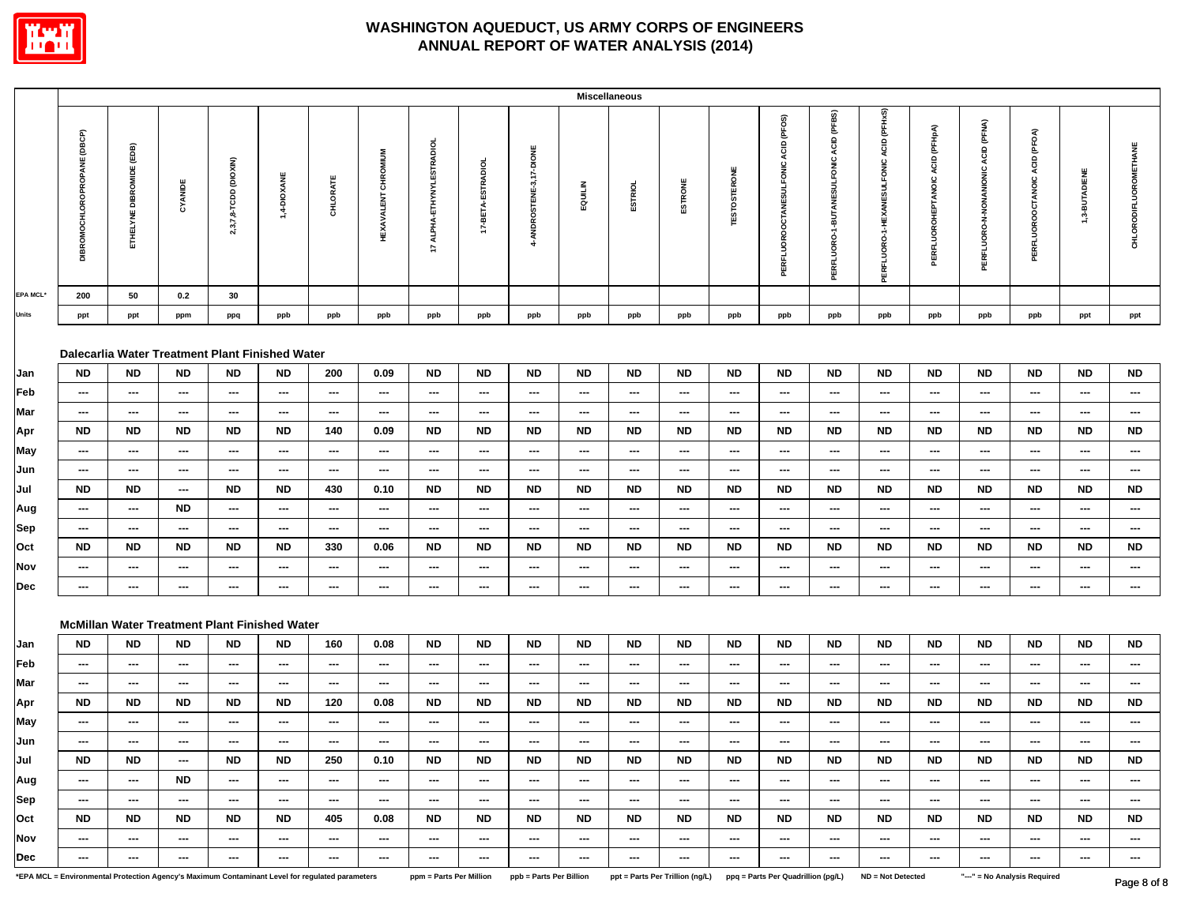# WASHINGTON AQUEDUCT, US ARMY CORPS OF ENGINEERS
# ANNUAL REPORT OF WATER ANALYSIS (2014)

| | Miscellaneous | | | | | | | | | | | | | | | | | | | | | |
|---|---|---|---|---|---|---|---|---|---|---|---|---|---|---|---|---|---|---|---|---|---|---|
| | DIBROMOCHLOROPROPANE (DBCP) | ETHELYNE DIBROMIDE (EDB) | CYANIDE | 2,3,7,8-TCDD (DIOXIN) | 1,4-DIOXANE | CHLORATE | HEXAVALENT CHROMIUM | 17 ALPHA-ETHYNYLESTRADIOL | 17-BETA-ESTRADIOL | 4-ANDROSTENE-3,17-DIONE | EQUILIN | ESTRIOL | ESTRONE | TESTOSTERONE | PERFLUOROOCTANESULFONIC ACID (PFOS) | PERFLUORO-1-BUTANESULFONIC ACID (PFBS) | PERFLUORO-1-HEXANESULFONIC ACID (PFHxS) | PERFLUOROHEPTANOIC ACID (PFHpA) | PERFLUORO-N-NONANIONIC ACID (PFNA) | PERFLUOROOCTANOIC ACID (PFOA) | 1,3-BUTADIENE | CHLORODIFLUOROMETHANE |
| EPA MCL* | 200 | 50 | 0.2 | 30 | | | | | | | | | | | | | | | | | | |
| Units | ppt | ppt | ppm | ppq | ppb | ppb | ppb | ppb | ppb | ppb | ppb | ppb | ppb | ppb | ppb | ppb | ppb | ppb | ppb | ppb | ppt | ppt |
| **Dalecarlia Water Treatment Plant Finished Water** | | | | | | | | | | | | | | | | | | | | | | |
| Jan | ND | ND | ND | ND | ND | 200 | 0.09 | ND | ND | ND | ND | ND | ND | ND | ND | ND | ND | ND | ND | ND | ND | ND |
| Feb | --- | --- | --- | --- | --- | --- | --- | --- | --- | --- | --- | --- | --- | --- | --- | --- | --- | --- | --- | --- | --- | --- |
| Mar | --- | --- | --- | --- | --- | --- | --- | --- | --- | --- | --- | --- | --- | --- | --- | --- | --- | --- | --- | --- | --- | --- |
| Apr | ND | ND | ND | ND | ND | 140 | 0.09 | ND | ND | ND | ND | ND | ND | ND | ND | ND | ND | ND | ND | ND | ND | ND |
| May | --- | --- | --- | --- | --- | --- | --- | --- | --- | --- | --- | --- | --- | --- | --- | --- | --- | --- | --- | --- | --- | --- |
| Jun | --- | --- | --- | --- | --- | --- | --- | --- | --- | --- | --- | --- | --- | --- | --- | --- | --- | --- | --- | --- | --- | --- |
| Jul | ND | ND | --- | ND | ND | 430 | 0.10 | ND | ND | ND | ND | ND | ND | ND | ND | ND | ND | ND | ND | ND | ND | ND |
| Aug | --- | --- | ND | --- | --- | --- | --- | --- | --- | --- | --- | --- | --- | --- | --- | --- | --- | --- | --- | --- | --- | --- |
| Sep | --- | --- | --- | --- | --- | --- | --- | --- | --- | --- | --- | --- | --- | --- | --- | --- | --- | --- | --- | --- | --- | --- |
| Oct | ND | ND | ND | ND | ND | 330 | 0.06 | ND | ND | ND | ND | ND | ND | ND | ND | ND | ND | ND | ND | ND | ND | ND |
| Nov | --- | --- | --- | --- | --- | --- | --- | --- | --- | --- | --- | --- | --- | --- | --- | --- | --- | --- | --- | --- | --- | --- |
| Dec | --- | --- | --- | --- | --- | --- | --- | --- | --- | --- | --- | --- | --- | --- | --- | --- | --- | --- | --- | --- | --- | --- |
| **McMillan Water Treatment Plant Finished Water** | | | | | | | | | | | | | | | | | | | | | | |
| Jan | ND | ND | ND | ND | ND | 160 | 0.08 | ND | ND | ND | ND | ND | ND | ND | ND | ND | ND | ND | ND | ND | ND | ND |
| Feb | --- | --- | --- | --- | --- | --- | --- | --- | --- | --- | --- | --- | --- | --- | --- | --- | --- | --- | --- | --- | --- | --- |
| Mar | --- | --- | --- | --- | --- | --- | --- | --- | --- | --- | --- | --- | --- | --- | --- | --- | --- | --- | --- | --- | --- | --- |
| Apr | ND | ND | ND | ND | ND | 120 | 0.08 | ND | ND | ND | ND | ND | ND | ND | ND | ND | ND | ND | ND | ND | ND | ND |
| May | --- | --- | --- | --- | --- | --- | --- | --- | --- | --- | --- | --- | --- | --- | --- | --- | --- | --- | --- | --- | --- | --- |
| Jun | --- | --- | --- | --- | --- | --- | --- | --- | --- | --- | --- | --- | --- | --- | --- | --- | --- | --- | --- | --- | --- | --- |
| Jul | ND | ND | --- | ND | ND | 250 | 0.10 | ND | ND | ND | ND | ND | ND | ND | ND | ND | ND | ND | ND | ND | ND | ND |
| Aug | --- | --- | ND | --- | --- | --- | --- | --- | --- | --- | --- | --- | --- | --- | --- | --- | --- | --- | --- | --- | --- | --- |
| Sep | --- | --- | --- | --- | --- | --- | --- | --- | --- | --- | --- | --- | --- | --- | --- | --- | --- | --- | --- | --- | --- | --- |
| Oct | ND | ND | ND | ND | ND | 405 | 0.08 | ND | ND | ND | ND | ND | ND | ND | ND | ND | ND | ND | ND | ND | ND | ND |
| Nov | --- | --- | --- | --- | --- | --- | --- | --- | --- | --- | --- | --- | --- | --- | --- | --- | --- | --- | --- | --- | --- | --- |
| Dec | --- | --- | --- | --- | --- | --- | --- | --- | --- | --- | --- | --- | --- | --- | --- | --- | --- | --- | --- | --- | --- | --- |

*EPA MCL = Environmental Protection Agency's Maximum Contaminant Level for regulated parameters  ppm = Parts Per Million  ppb = Parts Per Billion  ppt = Parts Per Trillion (ng/L)  ppq = Parts Per Quadrillion (pg/L)  ND = Not Detected  "---" = No Analysis Required